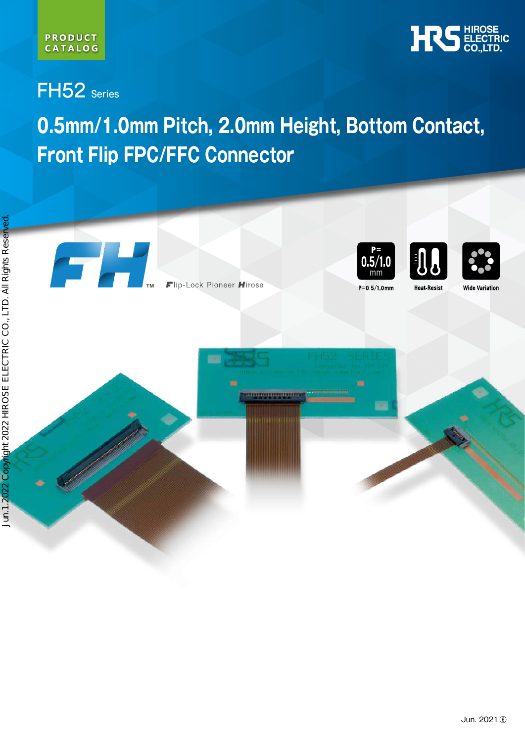PRODUCT CATALOG

HIROSE ELECTRIC CO.,LTD.

# FH52 Series

## 0.5mm/1.0mm Pitch, 2.0mm Height, Bottom Contact, Front Flip FPC/FFC Connector

FH™ Flip-Lock Pioneer Hirose

P=0.5/1.0mm

Heat-Resist

Wide Variation

Jun.1.2022 Copyright 2022 HIROSE ELECTRIC CO., LTD. All Rights Reserved.

Jun. 2021 ⑥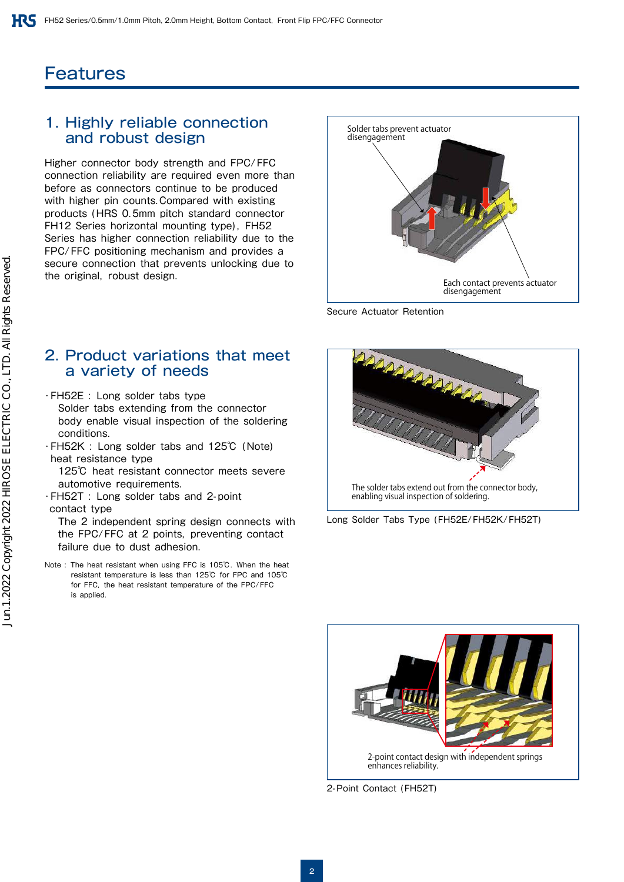# Features

## 1. Highly reliable connection and robust design

Higher connector body strength and FPC/FFC connection reliability are required even more than before as connectors continue to be produced with higher pin counts. Compared with existing products (HRS 0.5mm pitch standard connector FH12 Series horizontal mounting type), FH52 Series has higher connection reliability due to the FPC/FFC positioning mechanism and provides a secure connection that prevents unlocking due to the original, robust design.

Solder tabs prevent actuator disengagement

Each contact prevents actuator disengagement

Secure Actuator Retention

## 2. Product variations that meet a variety of needs

- FH52E : Long solder tabs type
  Solder tabs extending from the connector body enable visual inspection of the soldering conditions.
- FH52K : Long solder tabs and 125℃ (Note) heat resistance type
  125℃ heat resistant connector meets severe automotive requirements.
- FH52T : Long solder tabs and 2-point contact type
  The 2 independent spring design connects with the FPC/FFC at 2 points, preventing contact failure due to dust adhesion.

Note : The heat resistant when using FFC is 105℃. When the heat resistant temperature is less than 125℃ for FPC and 105℃ for FFC, the heat resistant temperature of the FPC/FFC is applied.

The solder tabs extend out from the connector body, enabling visual inspection of soldering.

Long Solder Tabs Type (FH52E/FH52K/FH52T)

2-point contact design with independent springs enhances reliability.

2-Point Contact (FH52T)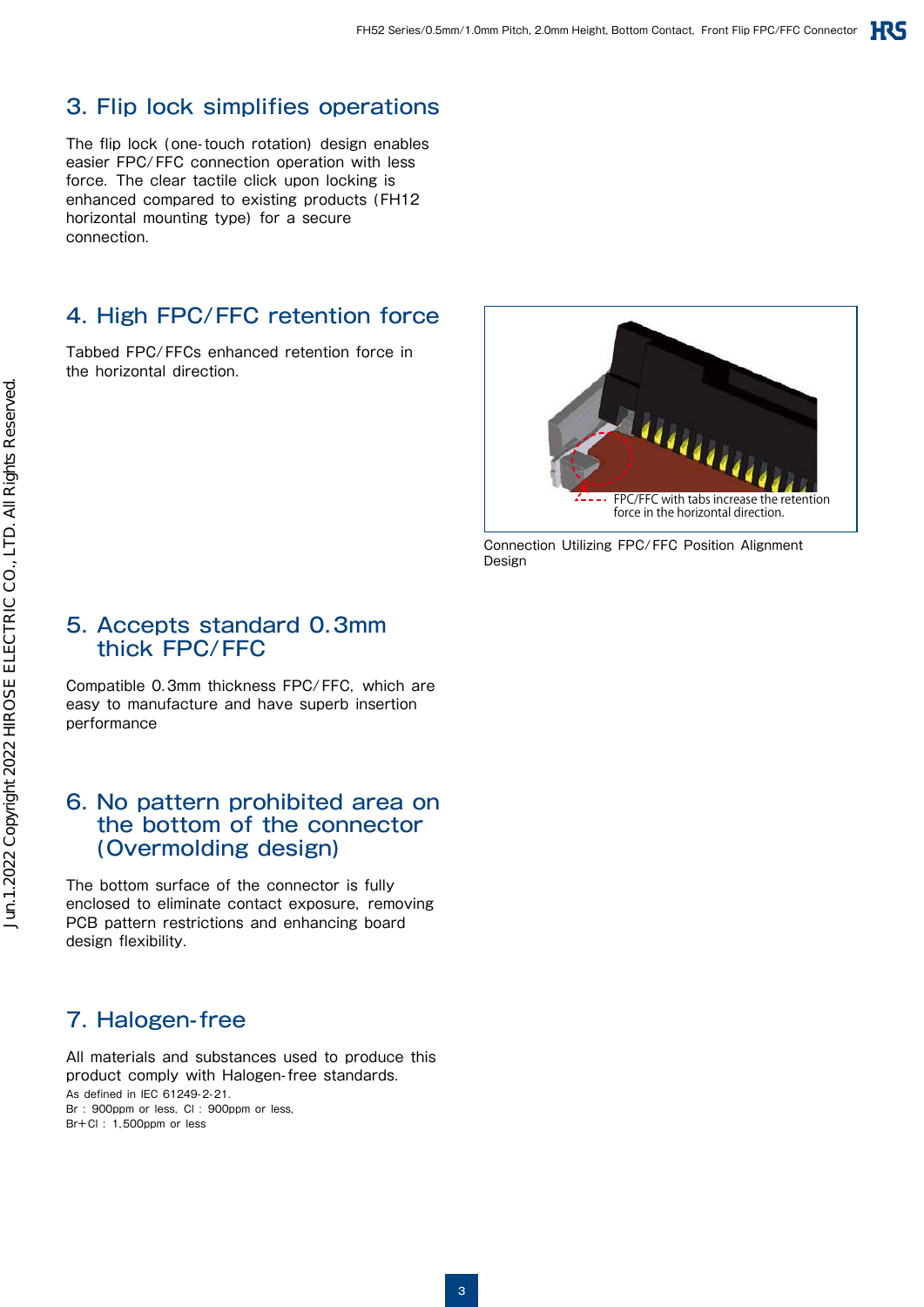## 3. Flip lock simplifies operations

The flip lock (one-touch rotation) design enables easier FPC/FFC connection operation with less force. The clear tactile click upon locking is enhanced compared to existing products (FH12 horizontal mounting type) for a secure connection.

## 4. High FPC/FFC retention force

Tabbed FPC/FFCs enhanced retention force in the horizontal direction.

FPC/FFC with tabs increase the retention force in the horizontal direction.

Connection Utilizing FPC/FFC Position Alignment Design

## 5. Accepts standard 0.3mm thick FPC/FFC

Compatible 0.3mm thickness FPC/FFC, which are easy to manufacture and have superb insertion performance

## 6. No pattern prohibited area on the bottom of the connector (Overmolding design)

The bottom surface of the connector is fully enclosed to eliminate contact exposure, removing PCB pattern restrictions and enhancing board design flexibility.

## 7. Halogen-free

All materials and substances used to produce this product comply with Halogen-free standards.

As defined in IEC 61249-2-21.
Br : 900ppm or less, Cl : 900ppm or less,
Br+Cl : 1,500ppm or less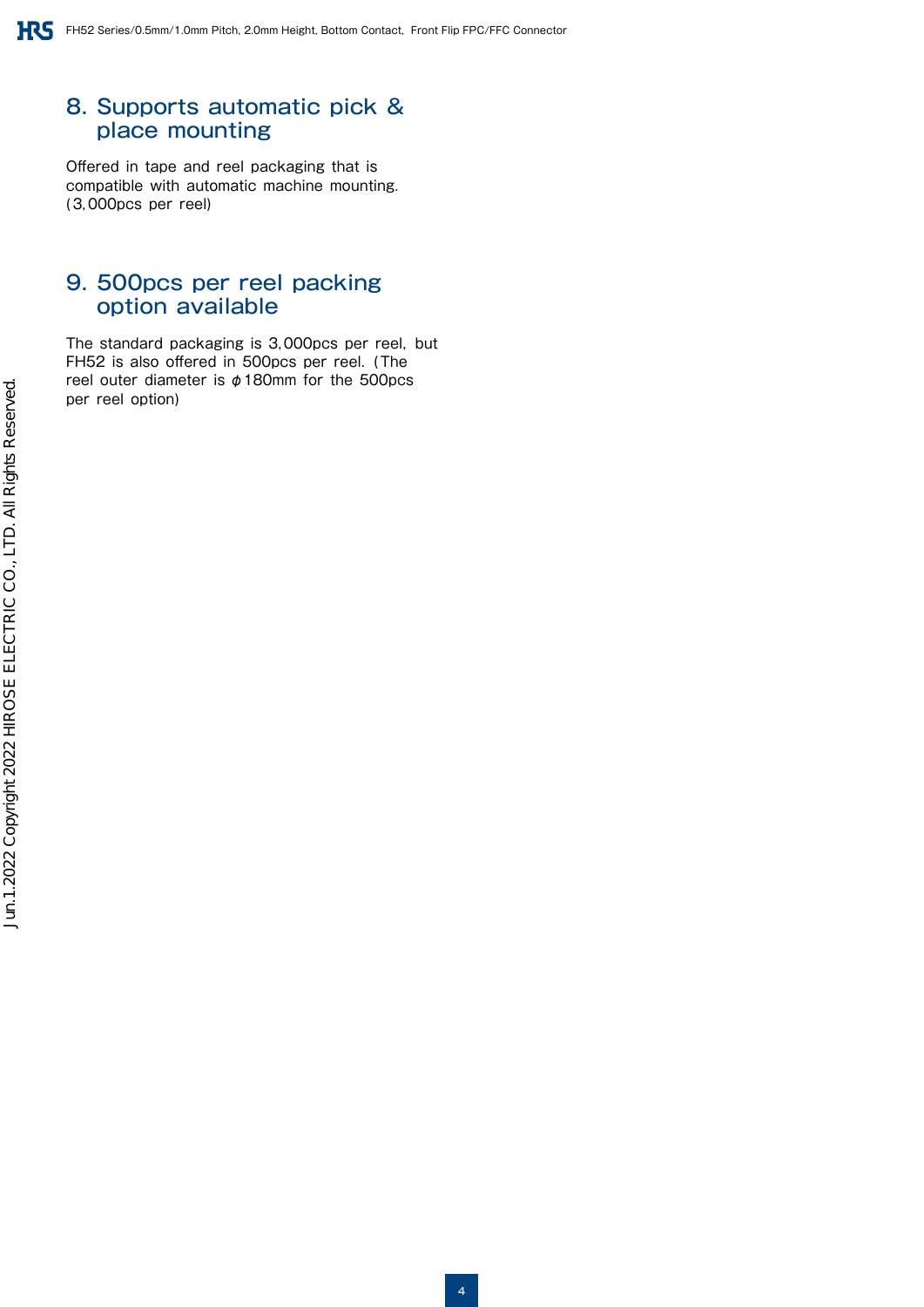## 8. Supports automatic pick & place mounting

Offered in tape and reel packaging that is compatible with automatic machine mounting. (3,000pcs per reel)

## 9. 500pcs per reel packing option available

The standard packaging is 3,000pcs per reel, but FH52 is also offered in 500pcs per reel. (The reel outer diameter is ϕ180mm for the 500pcs per reel option)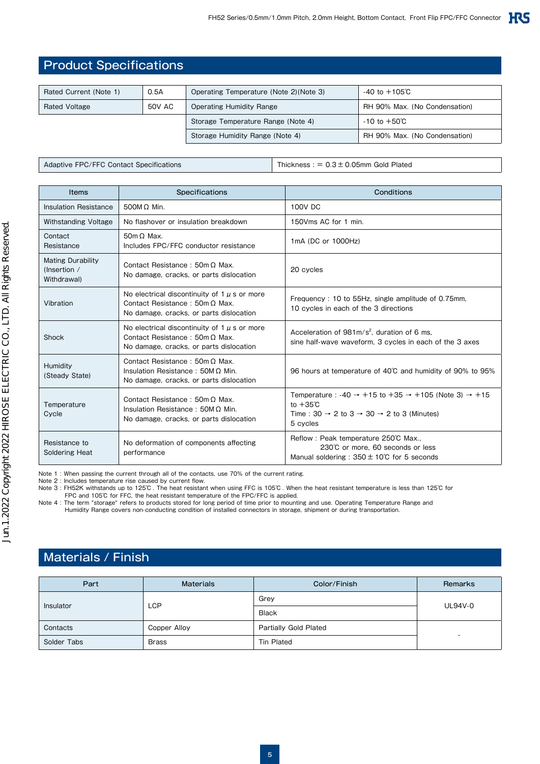## Product Specifications

| Rated Current (Note 1) | 0.5A | Operating Temperature (Note 2)(Note 3) | -40 to +105℃ |
|---|---|---|---|
| Rated Voltage | 50V AC | Operating Humidity Range | RH 90% Max. (No Condensation) |
| | | Storage Temperature Range (Note 4) | -10 to +50℃ |
| | | Storage Humidity Range (Note 4) | RH 90% Max. (No Condensation) |

| Adaptive FPC/FFC Contact Specifications | Thickness : = 0.3±0.05mm Gold Plated |
|---|---|

| Items | Specifications | Conditions |
|---|---|---|
| Insulation Resistance | 500MΩ Min. | 100V DC |
| Withstanding Voltage | No flashover or insulation breakdown | 150Vms AC for 1 min. |
| Contact Resistance | 50mΩ Max.<br>Includes FPC/FFC conductor resistance | 1mA (DC or 1000Hz) |
| Mating Durability (Insertion / Withdrawal) | Contact Resistance : 50mΩ Max.<br>No damage, cracks, or parts dislocation | 20 cycles |
| Vibration | No electrical discontinuity of 1 μs or more<br>Contact Resistance : 50mΩ Max.<br>No damage, cracks, or parts dislocation | Frequency : 10 to 55Hz, single amplitude of 0.75mm,<br>10 cycles in each of the 3 directions |
| Shock | No electrical discontinuity of 1 μs or more<br>Contact Resistance : 50mΩ Max.<br>No damage, cracks, or parts dislocation | Acceleration of 981m/s², duration of 6 ms,<br>sine half-wave waveform, 3 cycles in each of the 3 axes |
| Humidity (Steady State) | Contact Resistance : 50mΩ Max.<br>Insulation Resistance : 50MΩ Min.<br>No damage, cracks, or parts dislocation | 96 hours at temperature of 40℃ and humidity of 90% to 95% |
| Temperature Cycle | Contact Resistance : 50mΩ Max.<br>Insulation Resistance : 50MΩ Min.<br>No damage, cracks, or parts dislocation | Temperature : -40 → +15 to +35 → +105 (Note 3) → +15 to +35℃<br>Time : 30 → 2 to 3 → 30 → 2 to 3 (Minutes)<br>5 cycles |
| Resistance to Soldering Heat | No deformation of components affecting performance | Reflow : Peak temperature 250℃ Max.,<br>230℃ or more, 60 seconds or less<br>Manual soldering : 350±10℃ for 5 seconds |

Note 1 : When passing the current through all of the contacts, use 70% of the current rating.
Note 2 : Includes temperature rise caused by current flow.
Note 3 : FH52K withstands up to 125℃. The heat resistant when using FFC is 105℃. When the heat resistant temperature is less than 125℃ for FPC and 105℃ for FFC, the heat resistant temperature of the FPC/FFC is applied.
Note 4 : The term "storage" refers to products stored for long period of time prior to mounting and use. Operating Temperature Range and Humidity Range covers non-conducting condition of installed connectors in storage, shipment or during transportation.

## Materials / Finish

| Part | Materials | Color/Finish | Remarks |
|---|---|---|---|
| Insulator | LCP | Grey | UL94V-0 |
| | | Black | |
| Contacts | Copper Alloy | Partially Gold Plated | - |
| Solder Tabs | Brass | Tin Plated | |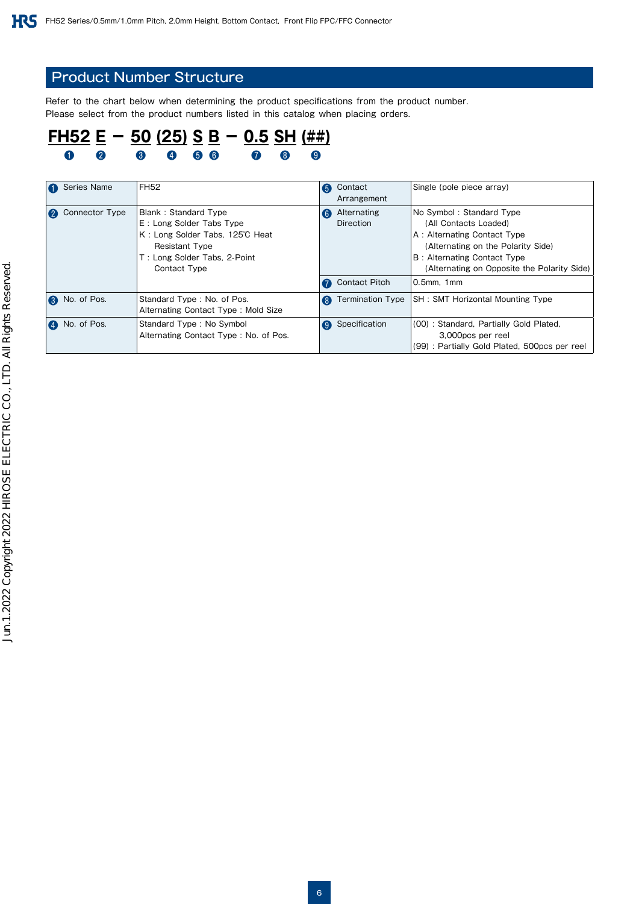## Product Number Structure

Refer to the chart below when determining the product specifications from the product number.
Please select from the product numbers listed in this catalog when placing orders.

**FH52 E – 50 (25) S B – 0.5 SH (##)**

❶ ❷ ❸ ❹ ❺ ❻ ❼ ❽ ❾

| | | | |
|---|---|---|---|
| ❶ Series Name | FH52 | ❺ Contact Arrangement | Single (pole piece array) |
| ❷ Connector Type | Blank : Standard Type<br>E : Long Solder Tabs Type<br>K : Long Solder Tabs, 125℃ Heat Resistant Type<br>T : Long Solder Tabs, 2-Point Contact Type | ❻ Alternating Direction | No Symbol : Standard Type (All Contacts Loaded)<br>A : Alternating Contact Type (Alternating on the Polarity Side)<br>B : Alternating Contact Type (Alternating on Opposite the Polarity Side) |
| | | ❼ Contact Pitch | 0.5mm, 1mm |
| ❸ No. of Pos. | Standard Type : No. of Pos.<br>Alternating Contact Type : Mold Size | ❽ Termination Type | SH : SMT Horizontal Mounting Type |
| ❹ No. of Pos. | Standard Type : No Symbol<br>Alternating Contact Type : No. of Pos. | ❾ Specification | (00) : Standard, Partially Gold Plated, 3,000pcs per reel<br>(99) : Partially Gold Plated, 500pcs per reel |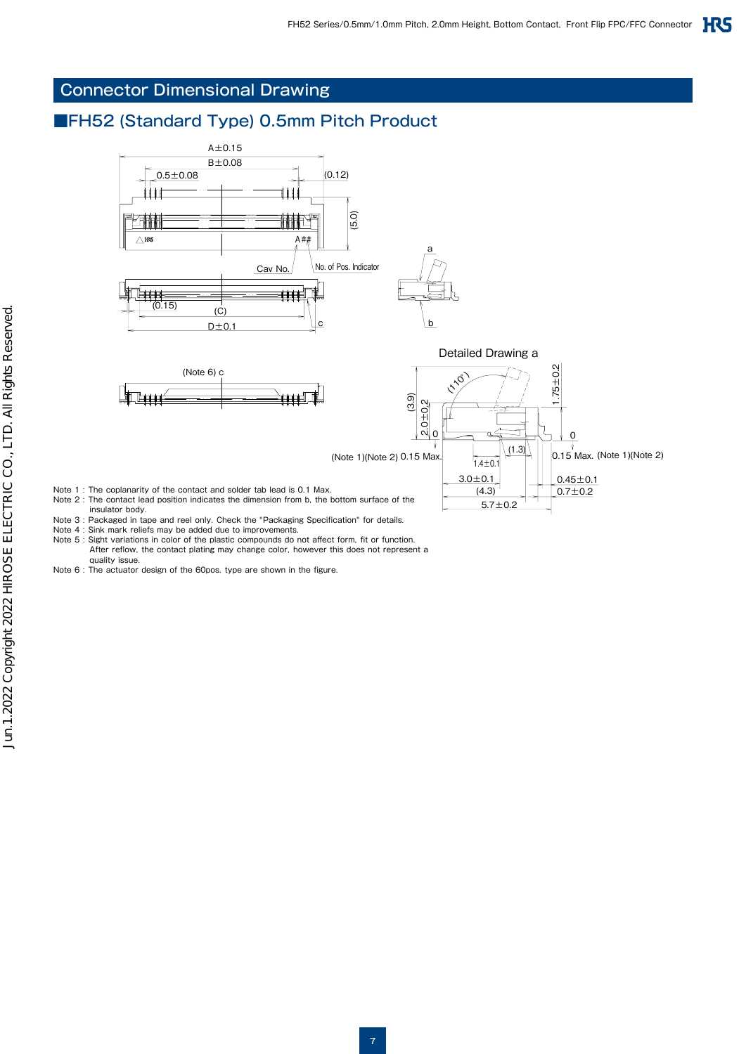# Connector Dimensional Drawing

## ■FH52 (Standard Type) 0.5mm Pitch Product

Note 1 : The coplanarity of the contact and solder tab lead is 0.1 Max.
Note 2 : The contact lead position indicates the dimension from b, the bottom surface of the insulator body.
Note 3 : Packaged in tape and reel only. Check the "Packaging Specification" for details.
Note 4 : Sink mark reliefs may be added due to improvements.
Note 5 : Sight variations in color of the plastic compounds do not affect form, fit or function. After reflow, the contact plating may change color, however this does not represent a quality issue.
Note 6 : The actuator design of the 60pos. type are shown in the figure.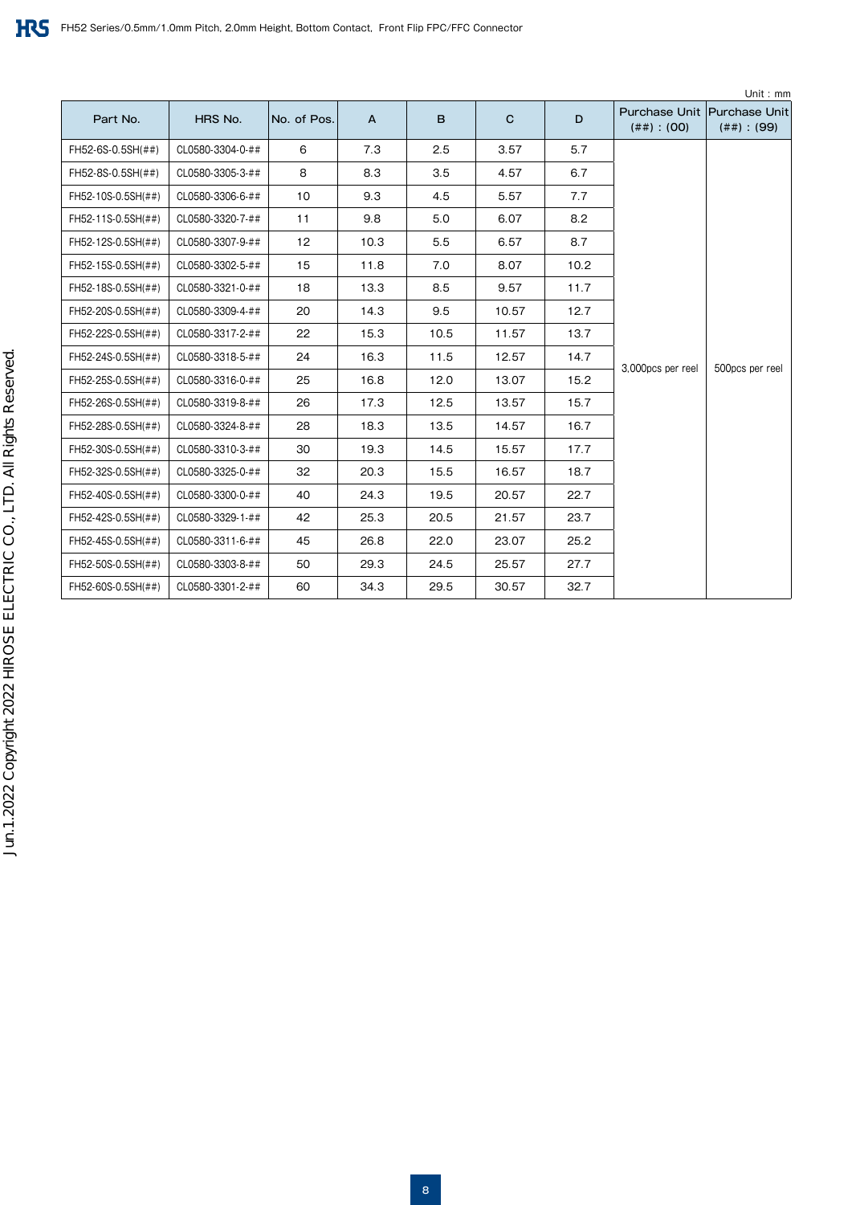Unit : mm

| Part No. | HRS No. | No. of Pos. | A | B | C | D | Purchase Unit (##) : (00) | Purchase Unit (##) : (99) |
|---|---|---|---|---|---|---|---|---|
| FH52-6S-0.5SH(##) | CL0580-3304-0-## | 6 | 7.3 | 2.5 | 3.57 | 5.7 | 3,000pcs per reel | 500pcs per reel |
| FH52-8S-0.5SH(##) | CL0580-3305-3-## | 8 | 8.3 | 3.5 | 4.57 | 6.7 | | |
| FH52-10S-0.5SH(##) | CL0580-3306-6-## | 10 | 9.3 | 4.5 | 5.57 | 7.7 | | |
| FH52-11S-0.5SH(##) | CL0580-3320-7-## | 11 | 9.8 | 5.0 | 6.07 | 8.2 | | |
| FH52-12S-0.5SH(##) | CL0580-3307-9-## | 12 | 10.3 | 5.5 | 6.57 | 8.7 | | |
| FH52-15S-0.5SH(##) | CL0580-3302-5-## | 15 | 11.8 | 7.0 | 8.07 | 10.2 | | |
| FH52-18S-0.5SH(##) | CL0580-3321-0-## | 18 | 13.3 | 8.5 | 9.57 | 11.7 | | |
| FH52-20S-0.5SH(##) | CL0580-3309-4-## | 20 | 14.3 | 9.5 | 10.57 | 12.7 | | |
| FH52-22S-0.5SH(##) | CL0580-3317-2-## | 22 | 15.3 | 10.5 | 11.57 | 13.7 | | |
| FH52-24S-0.5SH(##) | CL0580-3318-5-## | 24 | 16.3 | 11.5 | 12.57 | 14.7 | | |
| FH52-25S-0.5SH(##) | CL0580-3316-0-## | 25 | 16.8 | 12.0 | 13.07 | 15.2 | | |
| FH52-26S-0.5SH(##) | CL0580-3319-8-## | 26 | 17.3 | 12.5 | 13.57 | 15.7 | | |
| FH52-28S-0.5SH(##) | CL0580-3324-8-## | 28 | 18.3 | 13.5 | 14.57 | 16.7 | | |
| FH52-30S-0.5SH(##) | CL0580-3310-3-## | 30 | 19.3 | 14.5 | 15.57 | 17.7 | | |
| FH52-32S-0.5SH(##) | CL0580-3325-0-## | 32 | 20.3 | 15.5 | 16.57 | 18.7 | | |
| FH52-40S-0.5SH(##) | CL0580-3300-0-## | 40 | 24.3 | 19.5 | 20.57 | 22.7 | | |
| FH52-42S-0.5SH(##) | CL0580-3329-1-## | 42 | 25.3 | 20.5 | 21.57 | 23.7 | | |
| FH52-45S-0.5SH(##) | CL0580-3311-6-## | 45 | 26.8 | 22.0 | 23.07 | 25.2 | | |
| FH52-50S-0.5SH(##) | CL0580-3303-8-## | 50 | 29.3 | 24.5 | 25.57 | 27.7 | | |
| FH52-60S-0.5SH(##) | CL0580-3301-2-## | 60 | 34.3 | 29.5 | 30.57 | 32.7 | | |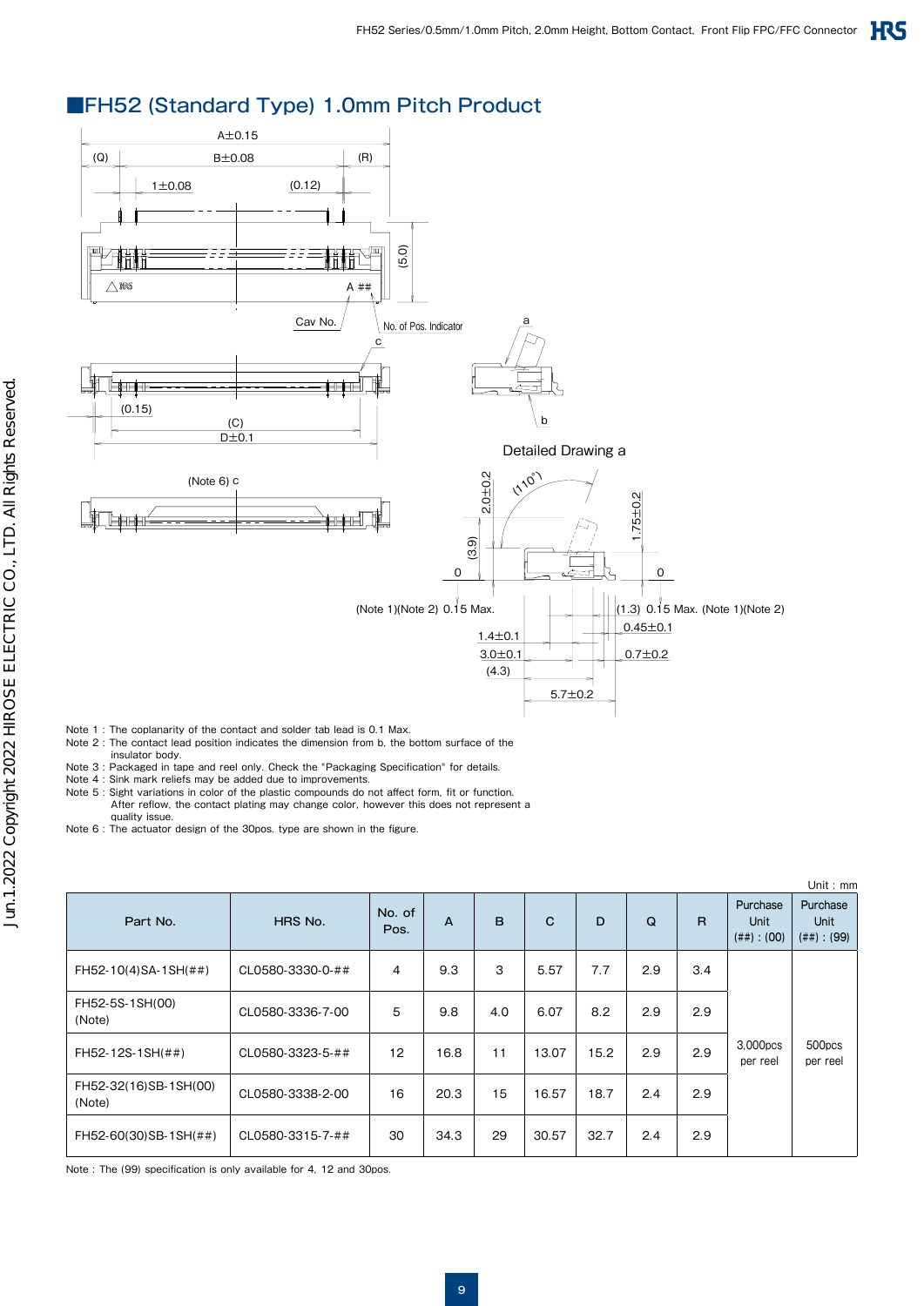## ■FH52 (Standard Type) 1.0mm Pitch Product

Note 1 : The coplanarity of the contact and solder tab lead is 0.1 Max.
Note 2 : The contact lead position indicates the dimension from b, the bottom surface of the insulator body.
Note 3 : Packaged in tape and reel only. Check the "Packaging Specification" for details.
Note 4 : Sink mark reliefs may be added due to improvements.
Note 5 : Sight variations in color of the plastic compounds do not affect form, fit or function. After reflow, the contact plating may change color, however this does not represent a quality issue.
Note 6 : The actuator design of the 30pos. type are shown in the figure.

Unit : mm

| Part No. | HRS No. | No. of Pos. | A | B | C | D | Q | R | Purchase Unit (##) : (00) | Purchase Unit (##) : (99) |
|---|---|---|---|---|---|---|---|---|---|---|
| FH52-10(4)SA-1SH(##) | CL0580-3330-0-## | 4 | 9.3 | 3 | 5.57 | 7.7 | 2.9 | 3.4 | 3,000pcs per reel | 500pcs per reel |
| FH52-5S-1SH(00) (Note) | CL0580-3336-7-00 | 5 | 9.8 | 4.0 | 6.07 | 8.2 | 2.9 | 2.9 | | |
| FH52-12S-1SH(##) | CL0580-3323-5-## | 12 | 16.8 | 11 | 13.07 | 15.2 | 2.9 | 2.9 | | |
| FH52-32(16)SB-1SH(00) (Note) | CL0580-3338-2-00 | 16 | 20.3 | 15 | 16.57 | 18.7 | 2.4 | 2.9 | | |
| FH52-60(30)SB-1SH(##) | CL0580-3315-7-## | 30 | 34.3 | 29 | 30.57 | 32.7 | 2.4 | 2.9 | | |

Note : The (99) specification is only available for 4, 12 and 30pos.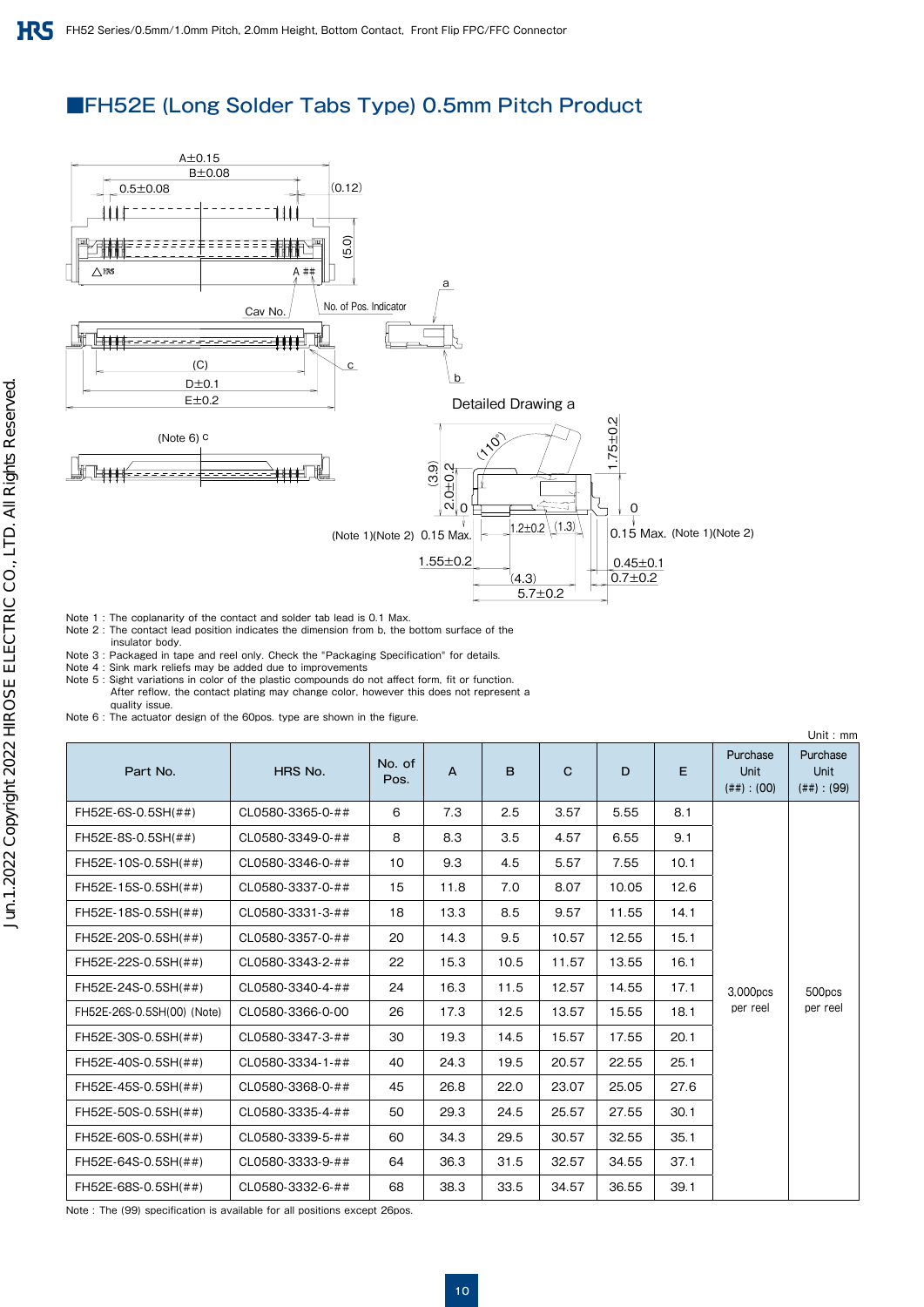## ■FH52E (Long Solder Tabs Type) 0.5mm Pitch Product

Note 1 : The coplanarity of the contact and solder tab lead is 0.1 Max.
Note 2 : The contact lead position indicates the dimension from b, the bottom surface of the insulator body.
Note 3 : Packaged in tape and reel only. Check the "Packaging Specification" for details.
Note 4 : Sink mark reliefs may be added due to improvements
Note 5 : Sight variations in color of the plastic compounds do not affect form, fit or function. After reflow, the contact plating may change color, however this does not represent a quality issue.
Note 6 : The actuator design of the 60pos. type are shown in the figure.

Unit : mm

| Part No. | HRS No. | No. of Pos. | A | B | C | D | E | Purchase Unit (##) : (00) | Purchase Unit (##) : (99) |
|---|---|---|---|---|---|---|---|---|---|
| FH52E-6S-0.5SH(##) | CL0580-3365-0-## | 6 | 7.3 | 2.5 | 3.57 | 5.55 | 8.1 | 3,000pcs per reel | 500pcs per reel |
| FH52E-8S-0.5SH(##) | CL0580-3349-0-## | 8 | 8.3 | 3.5 | 4.57 | 6.55 | 9.1 | | |
| FH52E-10S-0.5SH(##) | CL0580-3346-0-## | 10 | 9.3 | 4.5 | 5.57 | 7.55 | 10.1 | | |
| FH52E-15S-0.5SH(##) | CL0580-3337-0-## | 15 | 11.8 | 7.0 | 8.07 | 10.05 | 12.6 | | |
| FH52E-18S-0.5SH(##) | CL0580-3331-3-## | 18 | 13.3 | 8.5 | 9.57 | 11.55 | 14.1 | | |
| FH52E-20S-0.5SH(##) | CL0580-3357-0-## | 20 | 14.3 | 9.5 | 10.57 | 12.55 | 15.1 | | |
| FH52E-22S-0.5SH(##) | CL0580-3343-2-## | 22 | 15.3 | 10.5 | 11.57 | 13.55 | 16.1 | | |
| FH52E-24S-0.5SH(##) | CL0580-3340-4-## | 24 | 16.3 | 11.5 | 12.57 | 14.55 | 17.1 | | |
| FH52E-26S-0.5SH(00) (Note) | CL0580-3366-0-00 | 26 | 17.3 | 12.5 | 13.57 | 15.55 | 18.1 | | |
| FH52E-30S-0.5SH(##) | CL0580-3347-3-## | 30 | 19.3 | 14.5 | 15.57 | 17.55 | 20.1 | | |
| FH52E-40S-0.5SH(##) | CL0580-3334-1-## | 40 | 24.3 | 19.5 | 20.57 | 22.55 | 25.1 | | |
| FH52E-45S-0.5SH(##) | CL0580-3368-0-## | 45 | 26.8 | 22.0 | 23.07 | 25.05 | 27.6 | | |
| FH52E-50S-0.5SH(##) | CL0580-3335-4-## | 50 | 29.3 | 24.5 | 25.57 | 27.55 | 30.1 | | |
| FH52E-60S-0.5SH(##) | CL0580-3339-5-## | 60 | 34.3 | 29.5 | 30.57 | 32.55 | 35.1 | | |
| FH52E-64S-0.5SH(##) | CL0580-3333-9-## | 64 | 36.3 | 31.5 | 32.57 | 34.55 | 37.1 | | |
| FH52E-68S-0.5SH(##) | CL0580-3332-6-## | 68 | 38.3 | 33.5 | 34.57 | 36.55 | 39.1 | | |

Note : The (99) specification is available for all positions except 26pos.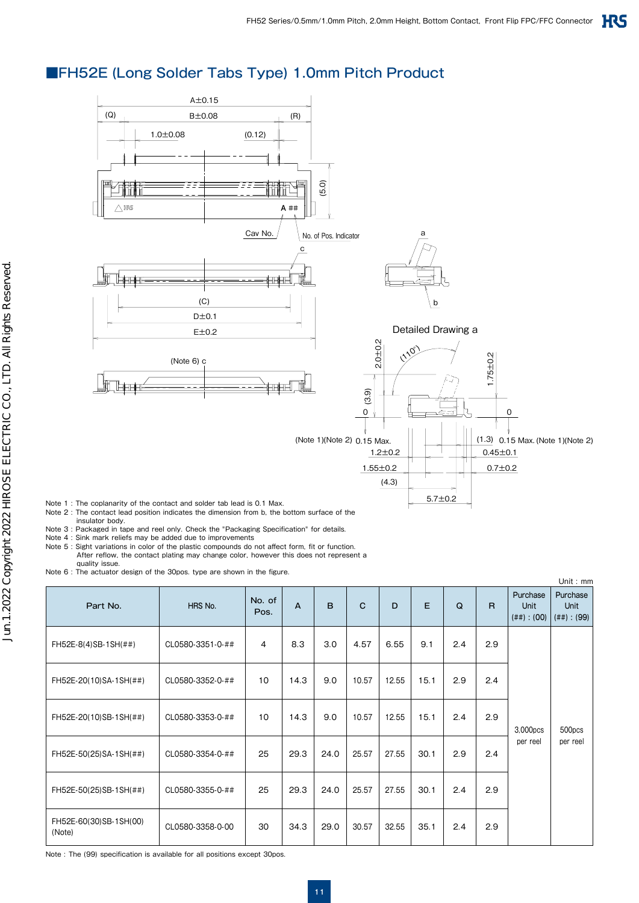## ■FH52E (Long Solder Tabs Type) 1.0mm Pitch Product

Note 1 : The coplanarity of the contact and solder tab lead is 0.1 Max.
Note 2 : The contact lead position indicates the dimension from b, the bottom surface of the insulator body.
Note 3 : Packaged in tape and reel only. Check the "Packaging Specification" for details.
Note 4 : Sink mark reliefs may be added due to improvements
Note 5 : Sight variations in color of the plastic compounds do not affect form, fit or function. After reflow, the contact plating may change color, however this does not represent a quality issue.
Note 6 : The actuator design of the 30pos. type are shown in the figure.

Unit : mm

| Part No. | HRS No. | No. of Pos. | A | B | C | D | E | Q | R | Purchase Unit (##) : (00) | Purchase Unit (##) : (99) |
|---|---|---|---|---|---|---|---|---|---|---|---|
| FH52E-8(4)SB-1SH(##) | CL0580-3351-0-## | 4 | 8.3 | 3.0 | 4.57 | 6.55 | 9.1 | 2.4 | 2.9 | 3,000pcs per reel | 500pcs per reel |
| FH52E-20(10)SA-1SH(##) | CL0580-3352-0-## | 10 | 14.3 | 9.0 | 10.57 | 12.55 | 15.1 | 2.9 | 2.4 | | |
| FH52E-20(10)SB-1SH(##) | CL0580-3353-0-## | 10 | 14.3 | 9.0 | 10.57 | 12.55 | 15.1 | 2.4 | 2.9 | | |
| FH52E-50(25)SA-1SH(##) | CL0580-3354-0-## | 25 | 29.3 | 24.0 | 25.57 | 27.55 | 30.1 | 2.9 | 2.4 | | |
| FH52E-50(25)SB-1SH(##) | CL0580-3355-0-## | 25 | 29.3 | 24.0 | 25.57 | 27.55 | 30.1 | 2.4 | 2.9 | | |
| FH52E-60(30)SB-1SH(00) (Note) | CL0580-3358-0-00 | 30 | 34.3 | 29.0 | 30.57 | 32.55 | 35.1 | 2.4 | 2.9 | | |

Note : The (99) specification is available for all positions except 30pos.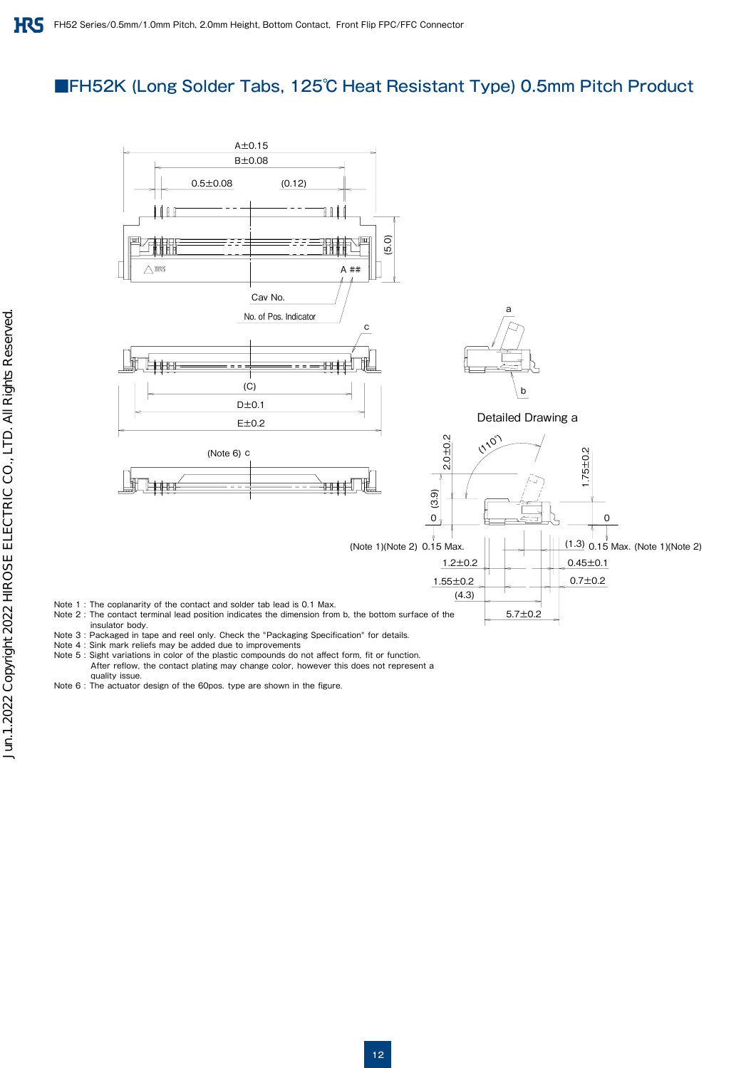## ■FH52K (Long Solder Tabs, 125℃ Heat Resistant Type) 0.5mm Pitch Product

A±0.15

B±0.08

0.5±0.08 (0.12)

(5.0)

Cav No.

No. of Pos. Indicator

A ##

c

(C)

D±0.1

E±0.2

(Note 6) c

a

b

Detailed Drawing a

2.0±0.2

(110°)

1.75±0.2

(3.9)

0

0

(Note 1)(Note 2) 0.15 Max.

(1.3) 0.15 Max. (Note 1)(Note 2)

1.2±0.2

0.45±0.1

1.55±0.2

0.7±0.2

(4.3)

5.7±0.2

Note 1 : The coplanarity of the contact and solder tab lead is 0.1 Max.
Note 2 : The contact terminal lead position indicates the dimension from b, the bottom surface of the insulator body.
Note 3 : Packaged in tape and reel only. Check the "Packaging Specification" for details.
Note 4 : Sink mark reliefs may be added due to improvements
Note 5 : Sight variations in color of the plastic compounds do not affect form, fit or function.
After reflow, the contact plating may change color, however this does not represent a quality issue.
Note 6 : The actuator design of the 60pos. type are shown in the figure.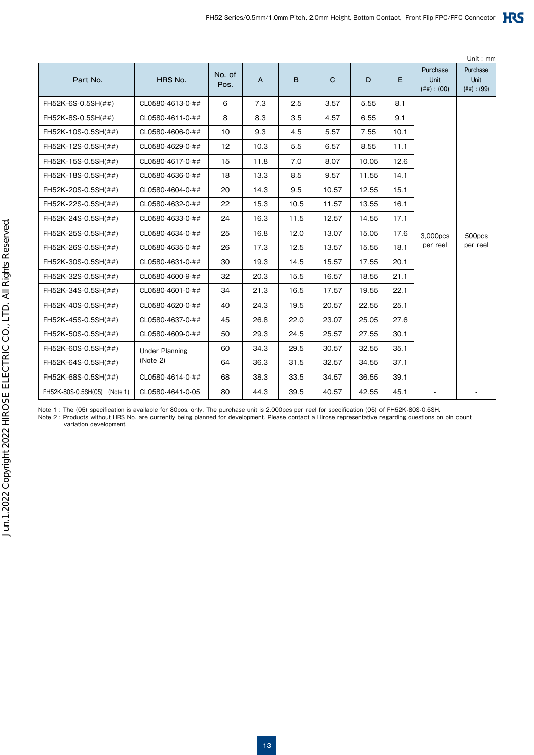Unit : mm

| Part No. | HRS No. | No. of Pos. | A | B | C | D | E | Purchase Unit (##) : (00) | Purchase Unit (##) : (99) |
|---|---|---|---|---|---|---|---|---|---|
| FH52K-6S-0.5SH(##) | CL0580-4613-0-## | 6 | 7.3 | 2.5 | 3.57 | 5.55 | 8.1 | 3,000pcs per reel | 500pcs per reel |
| FH52K-8S-0.5SH(##) | CL0580-4611-0-## | 8 | 8.3 | 3.5 | 4.57 | 6.55 | 9.1 | | |
| FH52K-10S-0.5SH(##) | CL0580-4606-0-## | 10 | 9.3 | 4.5 | 5.57 | 7.55 | 10.1 | | |
| FH52K-12S-0.5SH(##) | CL0580-4629-0-## | 12 | 10.3 | 5.5 | 6.57 | 8.55 | 11.1 | | |
| FH52K-15S-0.5SH(##) | CL0580-4617-0-## | 15 | 11.8 | 7.0 | 8.07 | 10.05 | 12.6 | | |
| FH52K-18S-0.5SH(##) | CL0580-4636-0-## | 18 | 13.3 | 8.5 | 9.57 | 11.55 | 14.1 | | |
| FH52K-20S-0.5SH(##) | CL0580-4604-0-## | 20 | 14.3 | 9.5 | 10.57 | 12.55 | 15.1 | | |
| FH52K-22S-0.5SH(##) | CL0580-4632-0-## | 22 | 15.3 | 10.5 | 11.57 | 13.55 | 16.1 | | |
| FH52K-24S-0.5SH(##) | CL0580-4633-0-## | 24 | 16.3 | 11.5 | 12.57 | 14.55 | 17.1 | | |
| FH52K-25S-0.5SH(##) | CL0580-4634-0-## | 25 | 16.8 | 12.0 | 13.07 | 15.05 | 17.6 | | |
| FH52K-26S-0.5SH(##) | CL0580-4635-0-## | 26 | 17.3 | 12.5 | 13.57 | 15.55 | 18.1 | | |
| FH52K-30S-0.5SH(##) | CL0580-4631-0-## | 30 | 19.3 | 14.5 | 15.57 | 17.55 | 20.1 | | |
| FH52K-32S-0.5SH(##) | CL0580-4600-9-## | 32 | 20.3 | 15.5 | 16.57 | 18.55 | 21.1 | | |
| FH52K-34S-0.5SH(##) | CL0580-4601-0-## | 34 | 21.3 | 16.5 | 17.57 | 19.55 | 22.1 | | |
| FH52K-40S-0.5SH(##) | CL0580-4620-0-## | 40 | 24.3 | 19.5 | 20.57 | 22.55 | 25.1 | | |
| FH52K-45S-0.5SH(##) | CL0580-4637-0-## | 45 | 26.8 | 22.0 | 23.07 | 25.05 | 27.6 | | |
| FH52K-50S-0.5SH(##) | CL0580-4609-0-## | 50 | 29.3 | 24.5 | 25.57 | 27.55 | 30.1 | | |
| FH52K-60S-0.5SH(##) | Under Planning (Note 2) | 60 | 34.3 | 29.5 | 30.57 | 32.55 | 35.1 | | |
| FH52K-64S-0.5SH(##) | | 64 | 36.3 | 31.5 | 32.57 | 34.55 | 37.1 | | |
| FH52K-68S-0.5SH(##) | CL0580-4614-0-## | 68 | 38.3 | 33.5 | 34.57 | 36.55 | 39.1 | | |
| FH52K-80S-0.5SH(05) (Note 1) | CL0580-4641-0-05 | 80 | 44.3 | 39.5 | 40.57 | 42.55 | 45.1 | - | - |

Note 1 : The (05) specification is available for 80pos. only. The purchase unit is 2,000pcs per reel for specification (05) of FH52K-80S-0.5SH.

Note 2 : Products without HRS No. are currently being planned for development. Please contact a Hirose representative regarding questions on pin count variation development.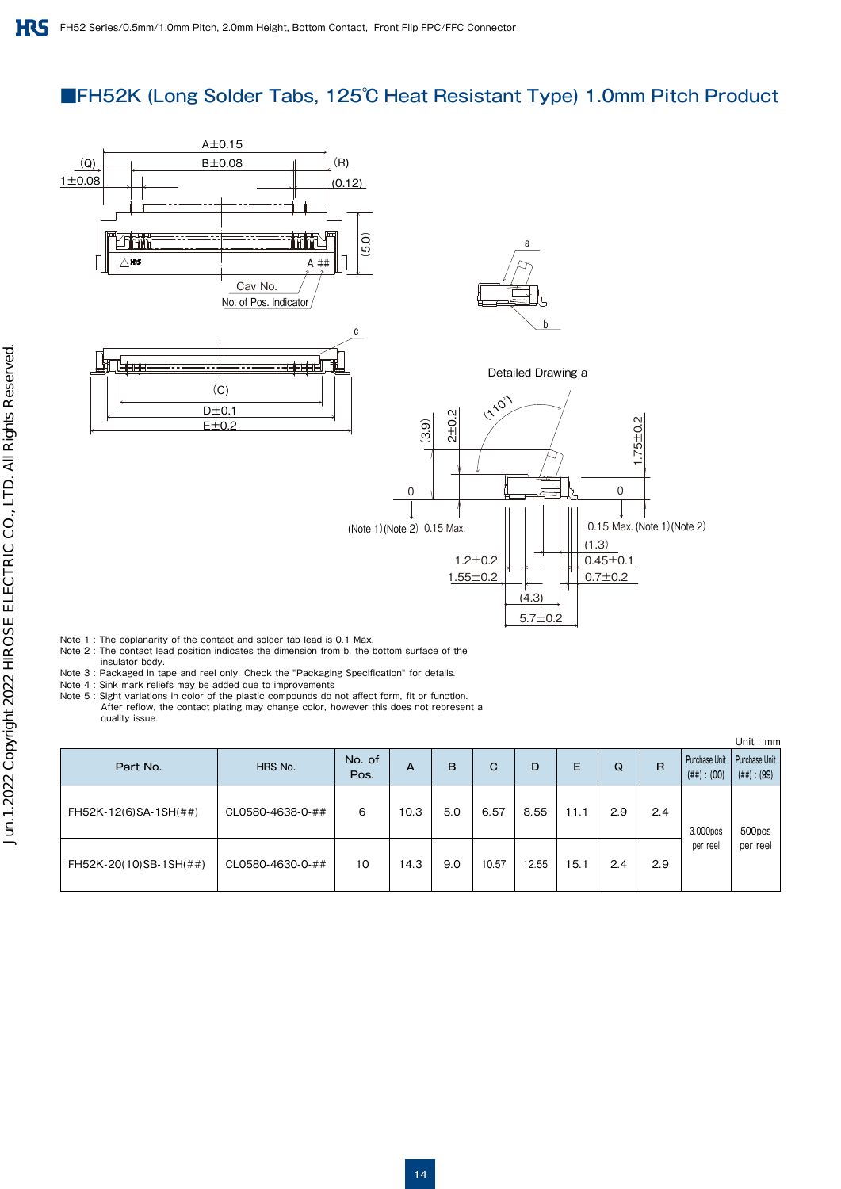## ■FH52K (Long Solder Tabs, 125℃ Heat Resistant Type) 1.0mm Pitch Product

Note 1 : The coplanarity of the contact and solder tab lead is 0.1 Max.
Note 2 : The contact lead position indicates the dimension from b, the bottom surface of the insulator body.
Note 3 : Packaged in tape and reel only. Check the "Packaging Specification" for details.
Note 4 : Sink mark reliefs may be added due to improvements
Note 5 : Sight variations in color of the plastic compounds do not affect form, fit or function. After reflow, the contact plating may change color, however this does not represent a quality issue.

Unit : mm

| Part No. | HRS No. | No. of Pos. | A | B | C | D | E | Q | R | Purchase Unit (##) : (00) | Purchase Unit (##) : (99) |
|---|---|---|---|---|---|---|---|---|---|---|---|
| FH52K-12(6)SA-1SH(##) | CL0580-4638-0-## | 6 | 10.3 | 5.0 | 6.57 | 8.55 | 11.1 | 2.9 | 2.4 | 3,000pcs per reel | 500pcs per reel |
| FH52K-20(10)SB-1SH(##) | CL0580-4630-0-## | 10 | 14.3 | 9.0 | 10.57 | 12.55 | 15.1 | 2.4 | 2.9 | | |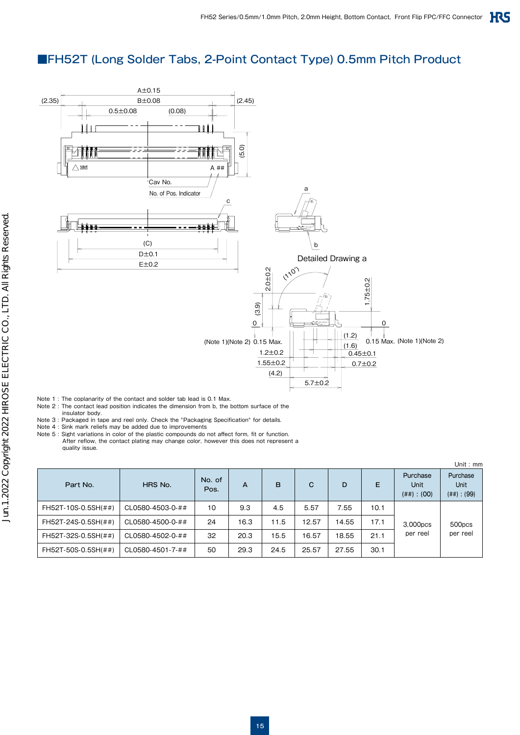## ■FH52T (Long Solder Tabs, 2-Point Contact Type) 0.5mm Pitch Product

Note 1 : The coplanarity of the contact and solder tab lead is 0.1 Max.
Note 2 : The contact lead position indicates the dimension from b, the bottom surface of the insulator body.
Note 3 : Packaged in tape and reel only. Check the "Packaging Specification" for details.
Note 4 : Sink mark reliefs may be added due to improvements
Note 5 : Sight variations in color of the plastic compounds do not affect form, fit or function. After reflow, the contact plating may change color, however this does not represent a quality issue.

Unit : mm

| Part No. | HRS No. | No. of Pos. | A | B | C | D | E | Purchase Unit (##) : (00) | Purchase Unit (##) : (99) |
|---|---|---|---|---|---|---|---|---|---|
| FH52T-10S-0.5SH(##) | CL0580-4503-0-## | 10 | 9.3 | 4.5 | 5.57 | 7.55 | 10.1 | 3,000pcs per reel | 500pcs per reel |
| FH52T-24S-0.5SH(##) | CL0580-4500-0-## | 24 | 16.3 | 11.5 | 12.57 | 14.55 | 17.1 | | |
| FH52T-32S-0.5SH(##) | CL0580-4502-0-## | 32 | 20.3 | 15.5 | 16.57 | 18.55 | 21.1 | | |
| FH52T-50S-0.5SH(##) | CL0580-4501-7-## | 50 | 29.3 | 24.5 | 25.57 | 27.55 | 30.1 | | |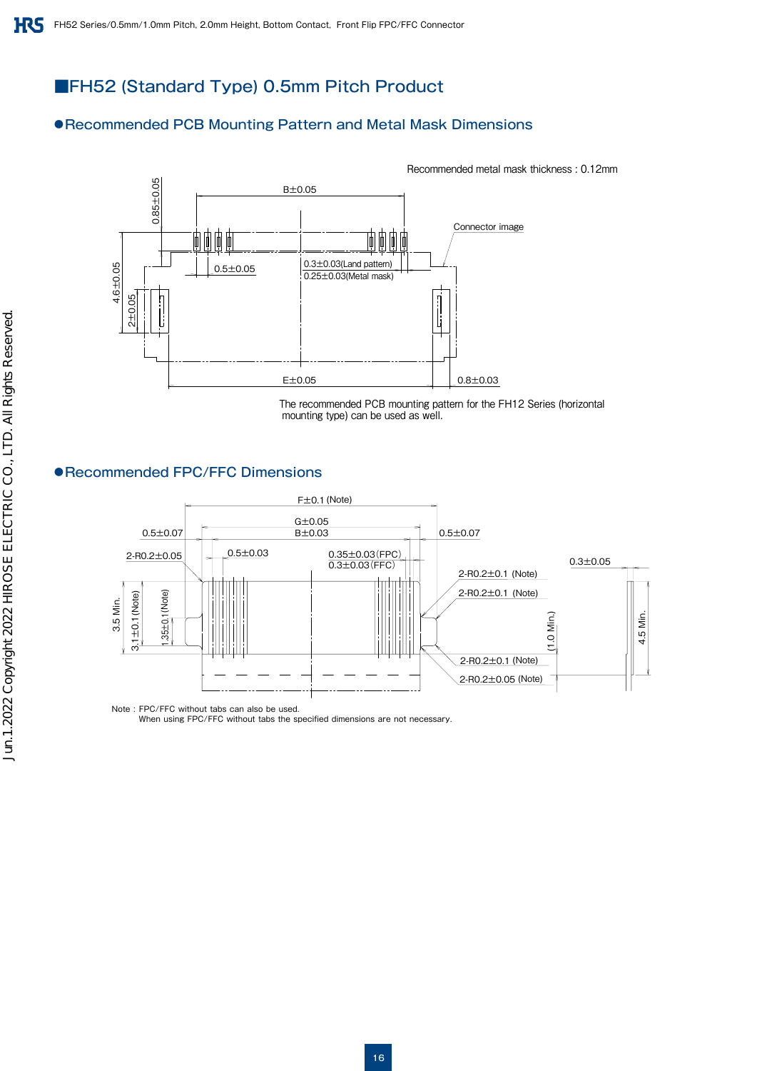# ■FH52 (Standard Type) 0.5mm Pitch Product

## ●Recommended PCB Mounting Pattern and Metal Mask Dimensions

Recommended metal mask thickness : 0.12mm

B±0.05

0.85±0.05

Connector image

4.6±0.05

2±0.05

0.5±0.05

0.3±0.03(Land pattern)

0.25±0.03(Metal mask)

E±0.05

0.8±0.03

The recommended PCB mounting pattern for the FH12 Series (horizontal mounting type) can be used as well.

## ●Recommended FPC/FFC Dimensions

F±0.1 (Note)

G±0.05

B±0.03

0.5±0.07

0.5±0.07

2-R0.2±0.05

0.5±0.03

0.35±0.03(FPC)

0.3±0.03(FFC)

0.3±0.05

2-R0.2±0.1 (Note)

2-R0.2±0.1 (Note)

3.5 Min.

3.1±0.1(Note)

1.35±0.1(Note)

(1.0 Min.)

4.5 Min.

2-R0.2±0.1 (Note)

2-R0.2±0.05 (Note)

Note : FPC/FFC without tabs can also be used.
When using FPC/FFC without tabs the specified dimensions are not necessary.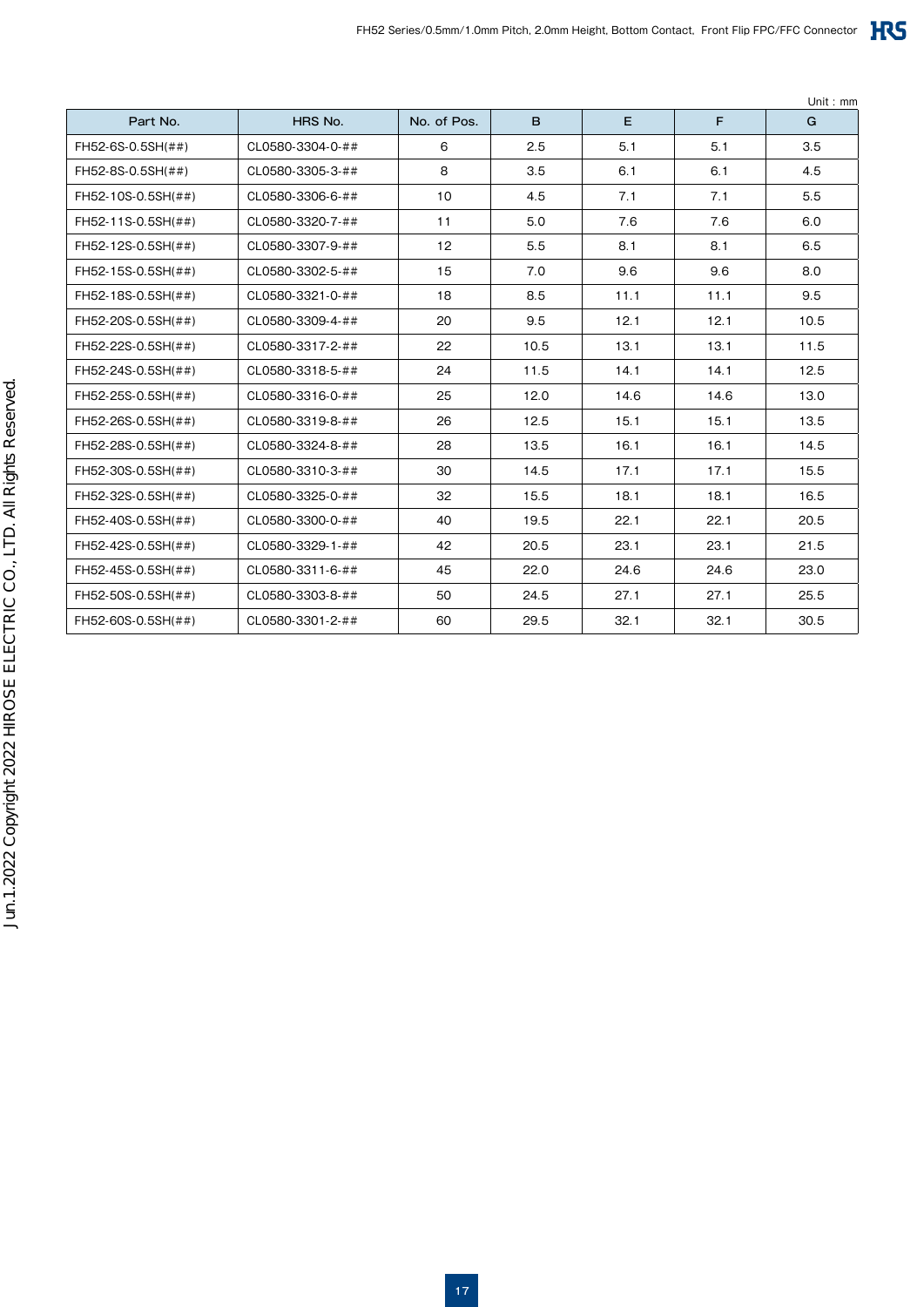Unit : mm

| Part No. | HRS No. | No. of Pos. | B | E | F | G |
|---|---|---|---|---|---|---|
| FH52-6S-0.5SH(##) | CL0580-3304-0-## | 6 | 2.5 | 5.1 | 5.1 | 3.5 |
| FH52-8S-0.5SH(##) | CL0580-3305-3-## | 8 | 3.5 | 6.1 | 6.1 | 4.5 |
| FH52-10S-0.5SH(##) | CL0580-3306-6-## | 10 | 4.5 | 7.1 | 7.1 | 5.5 |
| FH52-11S-0.5SH(##) | CL0580-3320-7-## | 11 | 5.0 | 7.6 | 7.6 | 6.0 |
| FH52-12S-0.5SH(##) | CL0580-3307-9-## | 12 | 5.5 | 8.1 | 8.1 | 6.5 |
| FH52-15S-0.5SH(##) | CL0580-3302-5-## | 15 | 7.0 | 9.6 | 9.6 | 8.0 |
| FH52-18S-0.5SH(##) | CL0580-3321-0-## | 18 | 8.5 | 11.1 | 11.1 | 9.5 |
| FH52-20S-0.5SH(##) | CL0580-3309-4-## | 20 | 9.5 | 12.1 | 12.1 | 10.5 |
| FH52-22S-0.5SH(##) | CL0580-3317-2-## | 22 | 10.5 | 13.1 | 13.1 | 11.5 |
| FH52-24S-0.5SH(##) | CL0580-3318-5-## | 24 | 11.5 | 14.1 | 14.1 | 12.5 |
| FH52-25S-0.5SH(##) | CL0580-3316-0-## | 25 | 12.0 | 14.6 | 14.6 | 13.0 |
| FH52-26S-0.5SH(##) | CL0580-3319-8-## | 26 | 12.5 | 15.1 | 15.1 | 13.5 |
| FH52-28S-0.5SH(##) | CL0580-3324-8-## | 28 | 13.5 | 16.1 | 16.1 | 14.5 |
| FH52-30S-0.5SH(##) | CL0580-3310-3-## | 30 | 14.5 | 17.1 | 17.1 | 15.5 |
| FH52-32S-0.5SH(##) | CL0580-3325-0-## | 32 | 15.5 | 18.1 | 18.1 | 16.5 |
| FH52-40S-0.5SH(##) | CL0580-3300-0-## | 40 | 19.5 | 22.1 | 22.1 | 20.5 |
| FH52-42S-0.5SH(##) | CL0580-3329-1-## | 42 | 20.5 | 23.1 | 23.1 | 21.5 |
| FH52-45S-0.5SH(##) | CL0580-3311-6-## | 45 | 22.0 | 24.6 | 24.6 | 23.0 |
| FH52-50S-0.5SH(##) | CL0580-3303-8-## | 50 | 24.5 | 27.1 | 27.1 | 25.5 |
| FH52-60S-0.5SH(##) | CL0580-3301-2-## | 60 | 29.5 | 32.1 | 32.1 | 30.5 |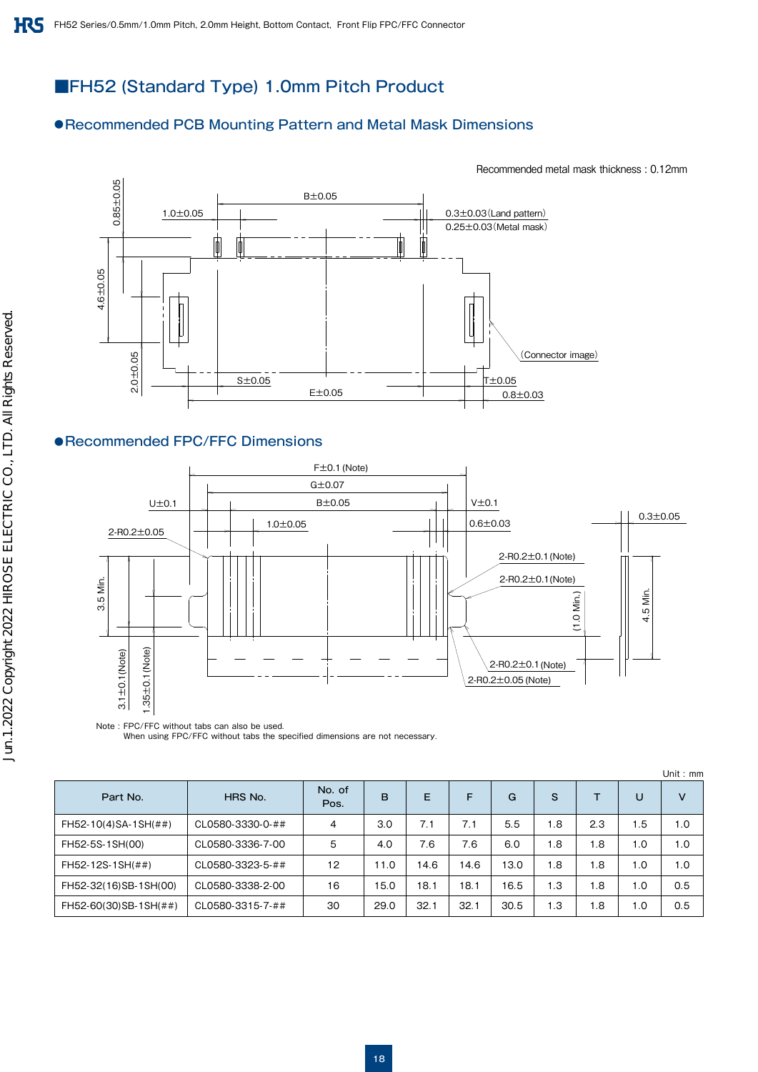## ■FH52 (Standard Type) 1.0mm Pitch Product

### ●Recommended PCB Mounting Pattern and Metal Mask Dimensions

Recommended metal mask thickness : 0.12mm

B±0.05

1.0±0.05

0.85±0.05

0.3±0.03 (Land pattern)
0.25±0.03 (Metal mask)

4.6±0.05

2.0±0.05

(Connector image)

S±0.05

T±0.05

E±0.05

0.8±0.03

### ●Recommended FPC/FFC Dimensions

F±0.1 (Note)

G±0.07

U±0.1

B±0.05

V±0.1

1.0±0.05

0.6±0.03

0.3±0.05

2-R0.2±0.05

2-R0.2±0.1 (Note)

2-R0.2±0.1 (Note)

3.5 Min.

(1.0 Min.)

4.5 Min.

3.1±0.1 (Note)

1.35±0.1 (Note)

2-R0.2±0.1 (Note)

2-R0.2±0.05 (Note)

Note : FPC/FFC without tabs can also be used.
When using FPC/FFC without tabs the specified dimensions are not necessary.

Unit : mm

| Part No. | HRS No. | No. of Pos. | B | E | F | G | S | T | U | V |
|---|---|---|---|---|---|---|---|---|---|---|
| FH52-10(4)SA-1SH(##) | CL0580-3330-0-## | 4 | 3.0 | 7.1 | 7.1 | 5.5 | 1.8 | 2.3 | 1.5 | 1.0 |
| FH52-5S-1SH(00) | CL0580-3336-7-00 | 5 | 4.0 | 7.6 | 7.6 | 6.0 | 1.8 | 1.8 | 1.0 | 1.0 |
| FH52-12S-1SH(##) | CL0580-3323-5-## | 12 | 11.0 | 14.6 | 14.6 | 13.0 | 1.8 | 1.8 | 1.0 | 1.0 |
| FH52-32(16)SB-1SH(00) | CL0580-3338-2-00 | 16 | 15.0 | 18.1 | 18.1 | 16.5 | 1.3 | 1.8 | 1.0 | 0.5 |
| FH52-60(30)SB-1SH(##) | CL0580-3315-7-## | 30 | 29.0 | 32.1 | 32.1 | 30.5 | 1.3 | 1.8 | 1.0 | 0.5 |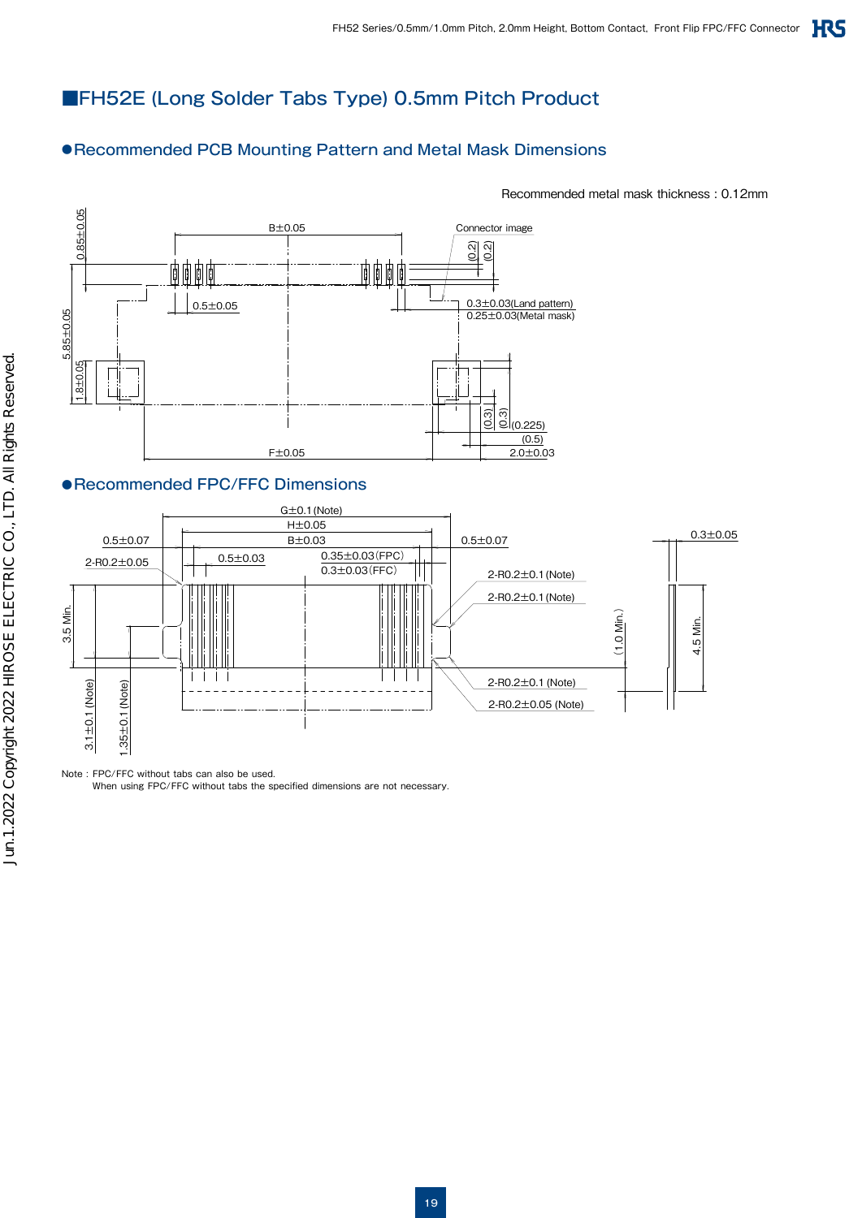# ■FH52E (Long Solder Tabs Type) 0.5mm Pitch Product

## ●Recommended PCB Mounting Pattern and Metal Mask Dimensions

Recommended metal mask thickness : 0.12mm

B±0.05

Connector image

0.85±0.05

(0.2)

(0.2)

0.5±0.05

0.3±0.03(Land pattern)
0.25±0.03(Metal mask)

5.85±0.05

1.8±0.05

(0.3)

(0.3)

(0.225)

(0.5)

F±0.05

2.0±0.03

## ●Recommended FPC/FFC Dimensions

G±0.1 (Note)

H±0.05

B±0.03

0.5±0.07

0.5±0.07

0.3±0.05

2-R0.2±0.05

0.5±0.03

0.35±0.03(FPC)
0.3±0.03(FFC)

2-R0.2±0.1 (Note)

2-R0.2±0.1 (Note)

3.5 Min.

(1.0 Min.)

4.5 Min.

2-R0.2±0.1 (Note)

2-R0.2±0.05 (Note)

3.1±0.1 (Note)

1.35±0.1 (Note)

Note : FPC/FFC without tabs can also be used.
When using FPC/FFC without tabs the specified dimensions are not necessary.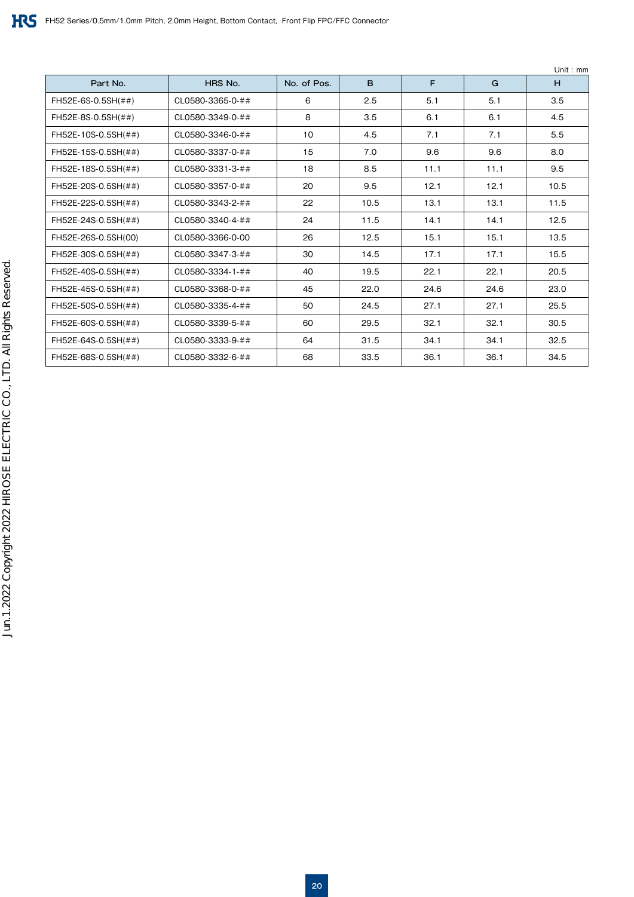Unit : mm

| Part No. | HRS No. | No. of Pos. | B | F | G | H |
|---|---|---|---|---|---|---|
| FH52E-6S-0.5SH(##) | CL0580-3365-0-## | 6 | 2.5 | 5.1 | 5.1 | 3.5 |
| FH52E-8S-0.5SH(##) | CL0580-3349-0-## | 8 | 3.5 | 6.1 | 6.1 | 4.5 |
| FH52E-10S-0.5SH(##) | CL0580-3346-0-## | 10 | 4.5 | 7.1 | 7.1 | 5.5 |
| FH52E-15S-0.5SH(##) | CL0580-3337-0-## | 15 | 7.0 | 9.6 | 9.6 | 8.0 |
| FH52E-18S-0.5SH(##) | CL0580-3331-3-## | 18 | 8.5 | 11.1 | 11.1 | 9.5 |
| FH52E-20S-0.5SH(##) | CL0580-3357-0-## | 20 | 9.5 | 12.1 | 12.1 | 10.5 |
| FH52E-22S-0.5SH(##) | CL0580-3343-2-## | 22 | 10.5 | 13.1 | 13.1 | 11.5 |
| FH52E-24S-0.5SH(##) | CL0580-3340-4-## | 24 | 11.5 | 14.1 | 14.1 | 12.5 |
| FH52E-26S-0.5SH(00) | CL0580-3366-0-00 | 26 | 12.5 | 15.1 | 15.1 | 13.5 |
| FH52E-30S-0.5SH(##) | CL0580-3347-3-## | 30 | 14.5 | 17.1 | 17.1 | 15.5 |
| FH52E-40S-0.5SH(##) | CL0580-3334-1-## | 40 | 19.5 | 22.1 | 22.1 | 20.5 |
| FH52E-45S-0.5SH(##) | CL0580-3368-0-## | 45 | 22.0 | 24.6 | 24.6 | 23.0 |
| FH52E-50S-0.5SH(##) | CL0580-3335-4-## | 50 | 24.5 | 27.1 | 27.1 | 25.5 |
| FH52E-60S-0.5SH(##) | CL0580-3339-5-## | 60 | 29.5 | 32.1 | 32.1 | 30.5 |
| FH52E-64S-0.5SH(##) | CL0580-3333-9-## | 64 | 31.5 | 34.1 | 34.1 | 32.5 |
| FH52E-68S-0.5SH(##) | CL0580-3332-6-## | 68 | 33.5 | 36.1 | 36.1 | 34.5 |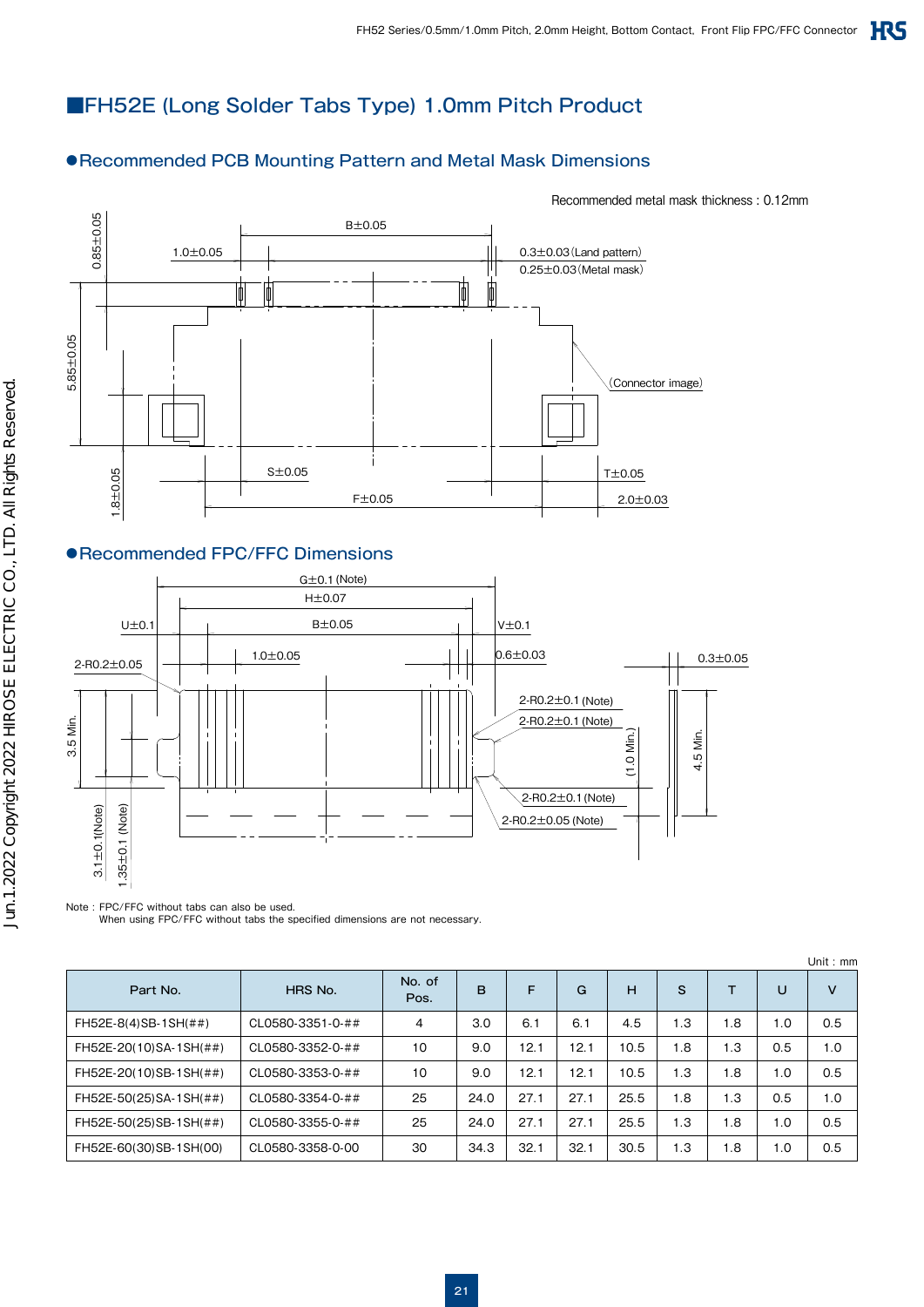## ■FH52E (Long Solder Tabs Type) 1.0mm Pitch Product

### ●Recommended PCB Mounting Pattern and Metal Mask Dimensions

Recommended metal mask thickness : 0.12mm

### ●Recommended FPC/FFC Dimensions

Note : FPC/FFC without tabs can also be used.
When using FPC/FFC without tabs the specified dimensions are not necessary.

Unit : mm

| Part No. | HRS No. | No. of Pos. | B | F | G | H | S | T | U | V |
|---|---|---|---|---|---|---|---|---|---|---|
| FH52E-8(4)SB-1SH(##) | CL0580-3351-0-## | 4 | 3.0 | 6.1 | 6.1 | 4.5 | 1.3 | 1.8 | 1.0 | 0.5 |
| FH52E-20(10)SA-1SH(##) | CL0580-3352-0-## | 10 | 9.0 | 12.1 | 12.1 | 10.5 | 1.8 | 1.3 | 0.5 | 1.0 |
| FH52E-20(10)SB-1SH(##) | CL0580-3353-0-## | 10 | 9.0 | 12.1 | 12.1 | 10.5 | 1.3 | 1.8 | 1.0 | 0.5 |
| FH52E-50(25)SA-1SH(##) | CL0580-3354-0-## | 25 | 24.0 | 27.1 | 27.1 | 25.5 | 1.8 | 1.3 | 0.5 | 1.0 |
| FH52E-50(25)SB-1SH(##) | CL0580-3355-0-## | 25 | 24.0 | 27.1 | 27.1 | 25.5 | 1.3 | 1.8 | 1.0 | 0.5 |
| FH52E-60(30)SB-1SH(00) | CL0580-3358-0-00 | 30 | 34.3 | 32.1 | 32.1 | 30.5 | 1.3 | 1.8 | 1.0 | 0.5 |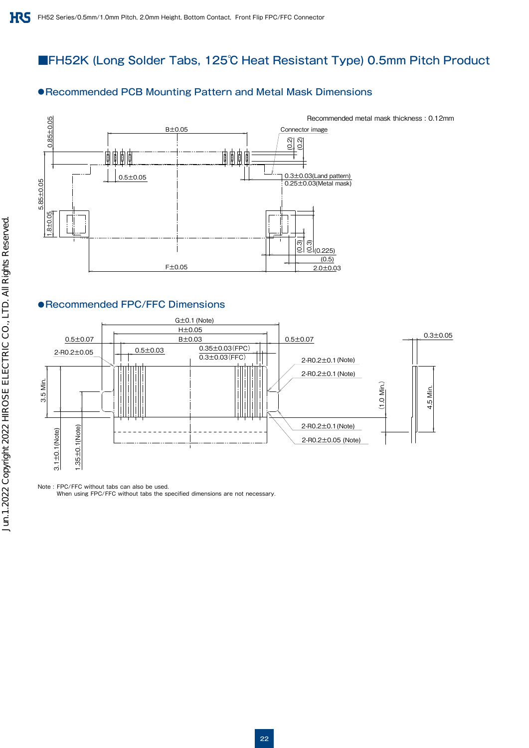## ■FH52K (Long Solder Tabs, 125℃ Heat Resistant Type) 0.5mm Pitch Product

### ●Recommended PCB Mounting Pattern and Metal Mask Dimensions

Recommended metal mask thickness : 0.12mm

B±0.05

Connector image

0.85±0.05

(0.2)

(0.2)

0.5±0.05

0.3±0.03(Land pattern)
0.25±0.03(Metal mask)

5.85±0.05

1.8±0.05

(0.3)

(0.3)

(0.225)

(0.5)

F±0.05

2.0±0.03

### ●Recommended FPC/FFC Dimensions

G±0.1 (Note)

H±0.05

B±0.03

0.5±0.07

0.5±0.07

0.3±0.05

2-R0.2±0.05

0.5±0.03

0.35±0.03(FPC)
0.3±0.03(FFC)

2-R0.2±0.1 (Note)

2-R0.2±0.1 (Note)

3.5 Min.

(1.0 Min.)

4.5 Min.

2-R0.2±0.1 (Note)

2-R0.2±0.05 (Note)

3.1±0.1(Note)

1.35±0.1(Note)

Note : FPC/FFC without tabs can also be used.
When using FPC/FFC without tabs the specified dimensions are not necessary.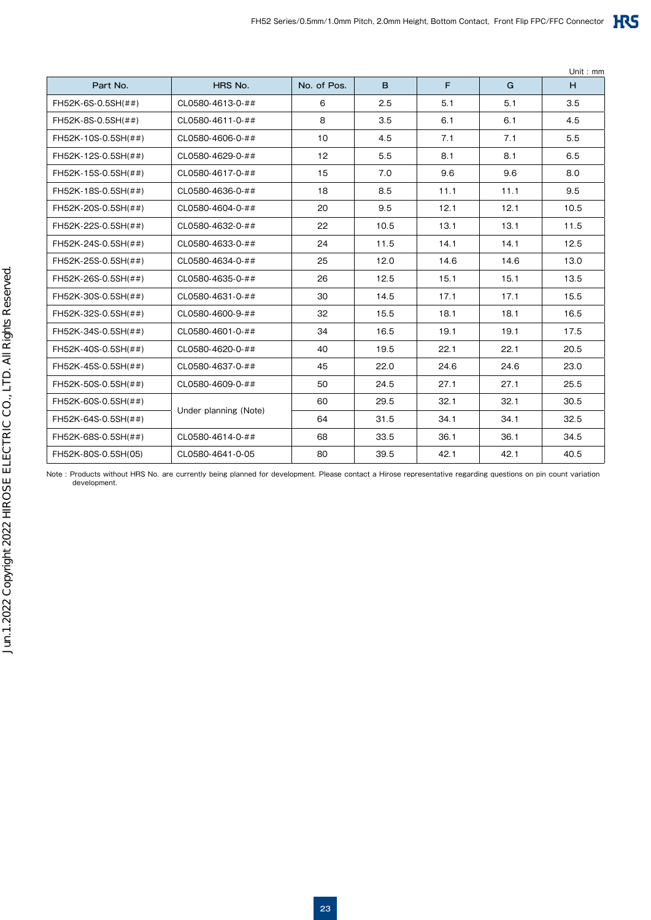Unit : mm

| Part No. | HRS No. | No. of Pos. | B | F | G | H |
|---|---|---|---|---|---|---|
| FH52K-6S-0.5SH(##) | CL0580-4613-0-## | 6 | 2.5 | 5.1 | 5.1 | 3.5 |
| FH52K-8S-0.5SH(##) | CL0580-4611-0-## | 8 | 3.5 | 6.1 | 6.1 | 4.5 |
| FH52K-10S-0.5SH(##) | CL0580-4606-0-## | 10 | 4.5 | 7.1 | 7.1 | 5.5 |
| FH52K-12S-0.5SH(##) | CL0580-4629-0-## | 12 | 5.5 | 8.1 | 8.1 | 6.5 |
| FH52K-15S-0.5SH(##) | CL0580-4617-0-## | 15 | 7.0 | 9.6 | 9.6 | 8.0 |
| FH52K-18S-0.5SH(##) | CL0580-4636-0-## | 18 | 8.5 | 11.1 | 11.1 | 9.5 |
| FH52K-20S-0.5SH(##) | CL0580-4604-0-## | 20 | 9.5 | 12.1 | 12.1 | 10.5 |
| FH52K-22S-0.5SH(##) | CL0580-4632-0-## | 22 | 10.5 | 13.1 | 13.1 | 11.5 |
| FH52K-24S-0.5SH(##) | CL0580-4633-0-## | 24 | 11.5 | 14.1 | 14.1 | 12.5 |
| FH52K-25S-0.5SH(##) | CL0580-4634-0-## | 25 | 12.0 | 14.6 | 14.6 | 13.0 |
| FH52K-26S-0.5SH(##) | CL0580-4635-0-## | 26 | 12.5 | 15.1 | 15.1 | 13.5 |
| FH52K-30S-0.5SH(##) | CL0580-4631-0-## | 30 | 14.5 | 17.1 | 17.1 | 15.5 |
| FH52K-32S-0.5SH(##) | CL0580-4600-9-## | 32 | 15.5 | 18.1 | 18.1 | 16.5 |
| FH52K-34S-0.5SH(##) | CL0580-4601-0-## | 34 | 16.5 | 19.1 | 19.1 | 17.5 |
| FH52K-40S-0.5SH(##) | CL0580-4620-0-## | 40 | 19.5 | 22.1 | 22.1 | 20.5 |
| FH52K-45S-0.5SH(##) | CL0580-4637-0-## | 45 | 22.0 | 24.6 | 24.6 | 23.0 |
| FH52K-50S-0.5SH(##) | CL0580-4609-0-## | 50 | 24.5 | 27.1 | 27.1 | 25.5 |
| FH52K-60S-0.5SH(##) | Under planning (Note) | 60 | 29.5 | 32.1 | 32.1 | 30.5 |
| FH52K-64S-0.5SH(##) | | 64 | 31.5 | 34.1 | 34.1 | 32.5 |
| FH52K-68S-0.5SH(##) | CL0580-4614-0-## | 68 | 33.5 | 36.1 | 36.1 | 34.5 |
| FH52K-80S-0.5SH(05) | CL0580-4641-0-05 | 80 | 39.5 | 42.1 | 42.1 | 40.5 |

Note : Products without HRS No. are currently being planned for development. Please contact a Hirose representative regarding questions on pin count variation development.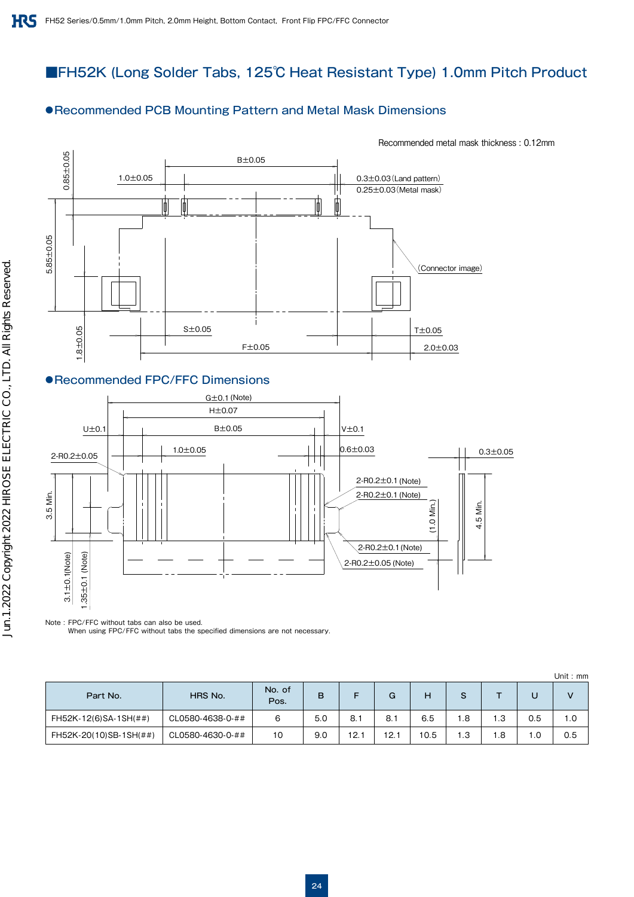## ■FH52K (Long Solder Tabs, 125℃ Heat Resistant Type) 1.0mm Pitch Product

### ●Recommended PCB Mounting Pattern and Metal Mask Dimensions

Recommended metal mask thickness : 0.12mm

B±0.05

1.0±0.05

0.3±0.03 (Land pattern)

0.25±0.03 (Metal mask)

0.85±0.05

5.85±0.05

(Connector image)

S±0.05

T±0.05

F±0.05

2.0±0.03

1.8±0.05

### ●Recommended FPC/FFC Dimensions

G±0.1 (Note)

H±0.07

B±0.05

U±0.1

V±0.1

1.0±0.05

0.6±0.03

0.3±0.05

2-R0.2±0.05

2-R0.2±0.1 (Note)

2-R0.2±0.1 (Note)

2-R0.2±0.1 (Note)

2-R0.2±0.05 (Note)

3.5 Min.

(1.0 Min.)

4.5 Min.

3.1±0.1(Note)

1.35±0.1 (Note)

Note : FPC/FFC without tabs can also be used.
When using FPC/FFC without tabs the specified dimensions are not necessary.

Unit : mm

| Part No. | HRS No. | No. of Pos. | B | F | G | H | S | T | U | V |
|---|---|---|---|---|---|---|---|---|---|---|
| FH52K-12(6)SA-1SH(##) | CL0580-4638-0-## | 6 | 5.0 | 8.1 | 8.1 | 6.5 | 1.8 | 1.3 | 0.5 | 1.0 |
| FH52K-20(10)SB-1SH(##) | CL0580-4630-0-## | 10 | 9.0 | 12.1 | 12.1 | 10.5 | 1.3 | 1.8 | 1.0 | 0.5 |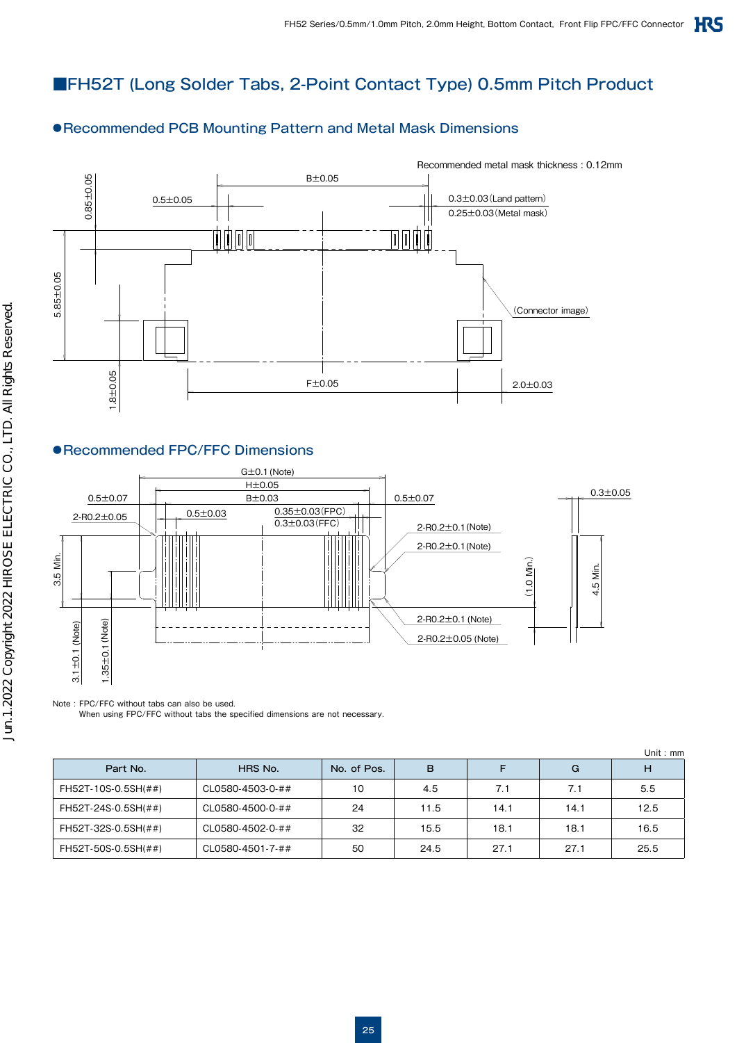## ■FH52T (Long Solder Tabs, 2-Point Contact Type) 0.5mm Pitch Product

### ●Recommended PCB Mounting Pattern and Metal Mask Dimensions

Recommended metal mask thickness : 0.12mm

B±0.05

0.5±0.05

0.85±0.05

0.3±0.03 (Land pattern)

0.25±0.03 (Metal mask)

5.85±0.05

(Connector image)

1.8±0.05

F±0.05

2.0±0.03

### ●Recommended FPC/FFC Dimensions

G±0.1 (Note)

H±0.05

B±0.03

0.5±0.07

0.5±0.07

2-R0.2±0.05

0.5±0.03

0.35±0.03 (FPC)

0.3±0.03 (FFC)

0.3±0.05

2-R0.2±0.1 (Note)

2-R0.2±0.1 (Note)

3.5 Min.

(1.0 Min.)

4.5 Min.

2-R0.2±0.1 (Note)

2-R0.2±0.05 (Note)

3.1±0.1 (Note)

1.35±0.1 (Note)

Note : FPC/FFC without tabs can also be used.
When using FPC/FFC without tabs the specified dimensions are not necessary.

Unit : mm

| Part No. | HRS No. | No. of Pos. | B | F | G | H |
|---|---|---|---|---|---|---|
| FH52T-10S-0.5SH(##) | CL0580-4503-0-## | 10 | 4.5 | 7.1 | 7.1 | 5.5 |
| FH52T-24S-0.5SH(##) | CL0580-4500-0-## | 24 | 11.5 | 14.1 | 14.1 | 12.5 |
| FH52T-32S-0.5SH(##) | CL0580-4502-0-## | 32 | 15.5 | 18.1 | 18.1 | 16.5 |
| FH52T-50S-0.5SH(##) | CL0580-4501-7-## | 50 | 24.5 | 27.1 | 27.1 | 25.5 |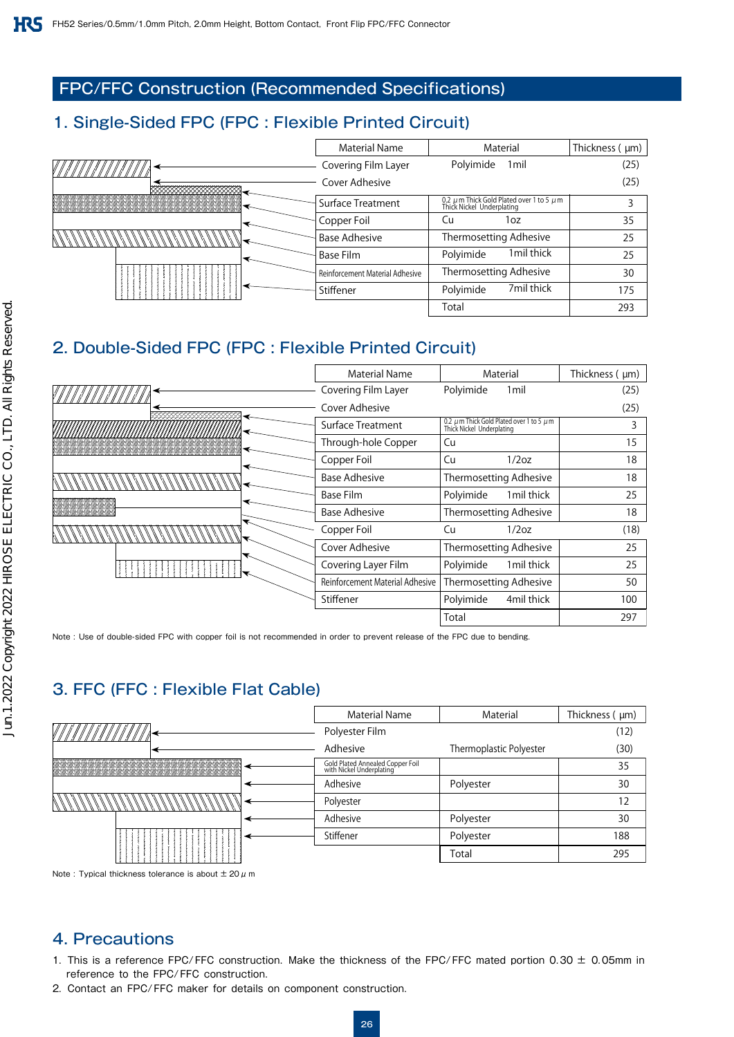## FPC/FFC Construction (Recommended Specifications)

### 1. Single-Sided FPC (FPC : Flexible Printed Circuit)

| Material Name | Material | Thickness ( μm) |
|---|---|---|
| Covering Film Layer | Polyimide 1mil | (25) |
| Cover Adhesive | | (25) |
| Surface Treatment | 0.2 μm Thick Gold Plated over 1 to 5 μm Thick Nickel Underplating | 3 |
| Copper Foil | Cu 1oz | 35 |
| Base Adhesive | Thermosetting Adhesive | 25 |
| Base Film | Polyimide 1mil thick | 25 |
| Reinforcement Material Adhesive | Thermosetting Adhesive | 30 |
| Stiffener | Polyimide 7mil thick | 175 |
| | Total | 293 |

### 2. Double-Sided FPC (FPC : Flexible Printed Circuit)

| Material Name | Material | Thickness ( μm) |
|---|---|---|
| Covering Film Layer | Polyimide 1mil | (25) |
| Cover Adhesive | | (25) |
| Surface Treatment | 0.2 μm Thick Gold Plated over 1 to 5 μm Thick Nickel Underplating | 3 |
| Through-hole Copper | Cu | 15 |
| Copper Foil | Cu 1/2oz | 18 |
| Base Adhesive | Thermosetting Adhesive | 18 |
| Base Film | Polyimide 1mil thick | 25 |
| Base Adhesive | Thermosetting Adhesive | 18 |
| Copper Foil | Cu 1/2oz | (18) |
| Cover Adhesive | Thermosetting Adhesive | 25 |
| Covering Layer Film | Polyimide 1mil thick | 25 |
| Reinforcement Material Adhesive | Thermosetting Adhesive | 50 |
| Stiffener | Polyimide 4mil thick | 100 |
| | Total | 297 |

Note : Use of double-sided FPC with copper foil is not recommended in order to prevent release of the FPC due to bending.

### 3. FFC (FFC : Flexible Flat Cable)

| Material Name | Material | Thickness ( μm) |
|---|---|---|
| Polyester Film | | (12) |
| Adhesive | Thermoplastic Polyester | (30) |
| Gold Plated Annealed Copper Foil with Nickel Underplating | | 35 |
| Adhesive | Polyester | 30 |
| Polyester | | 12 |
| Adhesive | Polyester | 30 |
| Stiffener | Polyester | 188 |
| | Total | 295 |

Note : Typical thickness tolerance is about ± 20 μ m

### 4. Precautions

1. This is a reference FPC/FFC construction. Make the thickness of the FPC/FFC mated portion 0.30 ± 0.05mm in reference to the FPC/FFC construction.
2. Contact an FPC/FFC maker for details on component construction.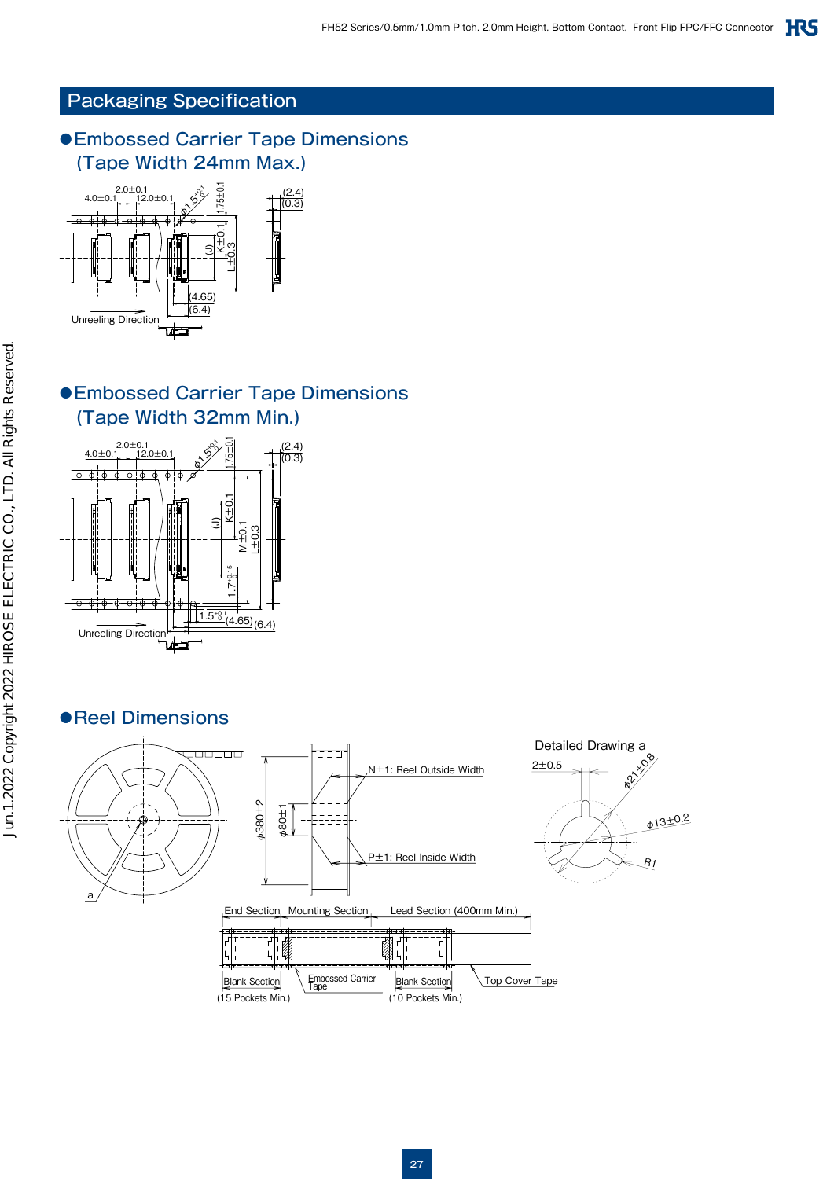# Packaging Specification

## ●Embossed Carrier Tape Dimensions (Tape Width 24mm Max.)

4.0±0.1 2.0±0.1 12.0±0.1 φ1.5$^{+0.1}_{0}$ 1.75±0.1 (2.4) (0.3)

(J) K±0.1 L±0.3

(4.65) (6.4)

Unreeling Direction

## ●Embossed Carrier Tape Dimensions (Tape Width 32mm Min.)

4.0±0.1 2.0±0.1 12.0±0.1 φ1.5$^{+0.1}_{0}$ 1.75±0.1 (2.4) (0.3)

(J) K±0.1 M±0.1 L±0.3 1.7$^{+0.15}_{0}$

1.5$^{+0.1}_{0}$ (4.65) (6.4)

Unreeling Direction

## ●Reel Dimensions

φ380±2 φ80±1

N±1: Reel Outside Width

P±1: Reel Inside Width

a

Detailed Drawing a

2±0.5 φ21±0.8 φ13±0.2 R1

End Section | Mounting Section | Lead Section (400mm Min.)

Blank Section (15 Pockets Min.)

Embossed Carrier Tape

Blank Section (10 Pockets Min.)

Top Cover Tape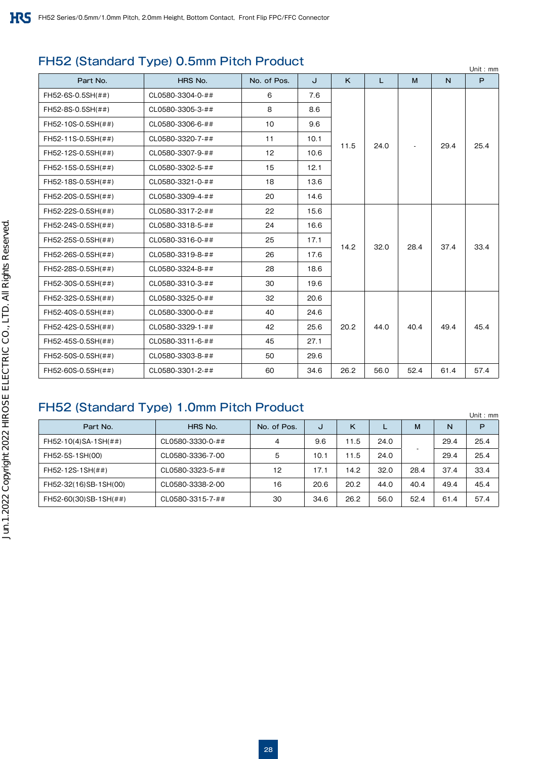## FH52 (Standard Type) 0.5mm Pitch Product

Unit : mm

| Part No. | HRS No. | No. of Pos. | J | K | L | M | N | P |
|---|---|---|---|---|---|---|---|---|
| FH52-6S-0.5SH(##) | CL0580-3304-0-## | 6 | 7.6 | 11.5 | 24.0 | - | 29.4 | 25.4 |
| FH52-8S-0.5SH(##) | CL0580-3305-3-## | 8 | 8.6 | | | | | |
| FH52-10S-0.5SH(##) | CL0580-3306-6-## | 10 | 9.6 | | | | | |
| FH52-11S-0.5SH(##) | CL0580-3320-7-## | 11 | 10.1 | | | | | |
| FH52-12S-0.5SH(##) | CL0580-3307-9-## | 12 | 10.6 | | | | | |
| FH52-15S-0.5SH(##) | CL0580-3302-5-## | 15 | 12.1 | | | | | |
| FH52-18S-0.5SH(##) | CL0580-3321-0-## | 18 | 13.6 | | | | | |
| FH52-20S-0.5SH(##) | CL0580-3309-4-## | 20 | 14.6 | | | | | |
| FH52-22S-0.5SH(##) | CL0580-3317-2-## | 22 | 15.6 | 14.2 | 32.0 | 28.4 | 37.4 | 33.4 |
| FH52-24S-0.5SH(##) | CL0580-3318-5-## | 24 | 16.6 | | | | | |
| FH52-25S-0.5SH(##) | CL0580-3316-0-## | 25 | 17.1 | | | | | |
| FH52-26S-0.5SH(##) | CL0580-3319-8-## | 26 | 17.6 | | | | | |
| FH52-28S-0.5SH(##) | CL0580-3324-8-## | 28 | 18.6 | | | | | |
| FH52-30S-0.5SH(##) | CL0580-3310-3-## | 30 | 19.6 | | | | | |
| FH52-32S-0.5SH(##) | CL0580-3325-0-## | 32 | 20.6 | 20.2 | 44.0 | 40.4 | 49.4 | 45.4 |
| FH52-40S-0.5SH(##) | CL0580-3300-0-## | 40 | 24.6 | | | | | |
| FH52-42S-0.5SH(##) | CL0580-3329-1-## | 42 | 25.6 | | | | | |
| FH52-45S-0.5SH(##) | CL0580-3311-6-## | 45 | 27.1 | | | | | |
| FH52-50S-0.5SH(##) | CL0580-3303-8-## | 50 | 29.6 | | | | | |
| FH52-60S-0.5SH(##) | CL0580-3301-2-## | 60 | 34.6 | 26.2 | 56.0 | 52.4 | 61.4 | 57.4 |

## FH52 (Standard Type) 1.0mm Pitch Product

Unit : mm

| Part No. | HRS No. | No. of Pos. | J | K | L | M | N | P |
|---|---|---|---|---|---|---|---|---|
| FH52-10(4)SA-1SH(##) | CL0580-3330-0-## | 4 | 9.6 | 11.5 | 24.0 | - | 29.4 | 25.4 |
| FH52-5S-1SH(00) | CL0580-3336-7-00 | 5 | 10.1 | 11.5 | 24.0 | | 29.4 | 25.4 |
| FH52-12S-1SH(##) | CL0580-3323-5-## | 12 | 17.1 | 14.2 | 32.0 | 28.4 | 37.4 | 33.4 |
| FH52-32(16)SB-1SH(00) | CL0580-3338-2-00 | 16 | 20.6 | 20.2 | 44.0 | 40.4 | 49.4 | 45.4 |
| FH52-60(30)SB-1SH(##) | CL0580-3315-7-## | 30 | 34.6 | 26.2 | 56.0 | 52.4 | 61.4 | 57.4 |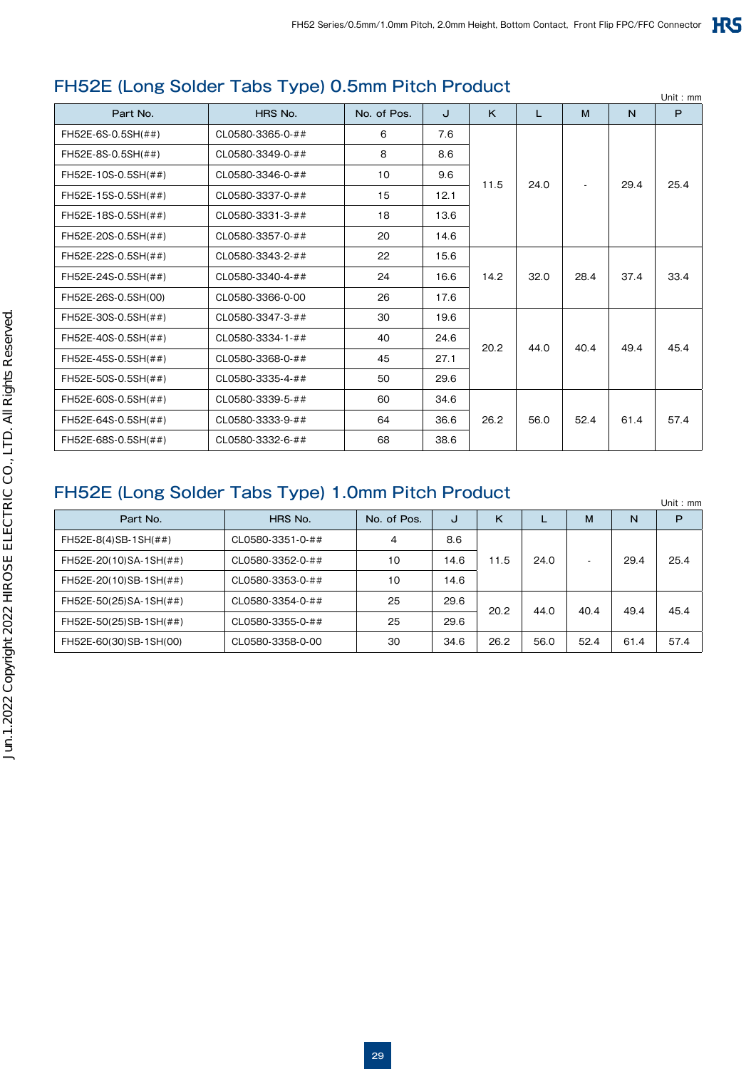## FH52E (Long Solder Tabs Type) 0.5mm Pitch Product

Unit : mm

| Part No. | HRS No. | No. of Pos. | J | K | L | M | N | P |
|---|---|---|---|---|---|---|---|---|
| FH52E-6S-0.5SH(##) | CL0580-3365-0-## | 6 | 7.6 | 11.5 | 24.0 | - | 29.4 | 25.4 |
| FH52E-8S-0.5SH(##) | CL0580-3349-0-## | 8 | 8.6 | | | | | |
| FH52E-10S-0.5SH(##) | CL0580-3346-0-## | 10 | 9.6 | | | | | |
| FH52E-15S-0.5SH(##) | CL0580-3337-0-## | 15 | 12.1 | | | | | |
| FH52E-18S-0.5SH(##) | CL0580-3331-3-## | 18 | 13.6 | | | | | |
| FH52E-20S-0.5SH(##) | CL0580-3357-0-## | 20 | 14.6 | | | | | |
| FH52E-22S-0.5SH(##) | CL0580-3343-2-## | 22 | 15.6 | 14.2 | 32.0 | 28.4 | 37.4 | 33.4 |
| FH52E-24S-0.5SH(##) | CL0580-3340-4-## | 24 | 16.6 | | | | | |
| FH52E-26S-0.5SH(00) | CL0580-3366-0-00 | 26 | 17.6 | | | | | |
| FH52E-30S-0.5SH(##) | CL0580-3347-3-## | 30 | 19.6 | 20.2 | 44.0 | 40.4 | 49.4 | 45.4 |
| FH52E-40S-0.5SH(##) | CL0580-3334-1-## | 40 | 24.6 | | | | | |
| FH52E-45S-0.5SH(##) | CL0580-3368-0-## | 45 | 27.1 | | | | | |
| FH52E-50S-0.5SH(##) | CL0580-3335-4-## | 50 | 29.6 | | | | | |
| FH52E-60S-0.5SH(##) | CL0580-3339-5-## | 60 | 34.6 | 26.2 | 56.0 | 52.4 | 61.4 | 57.4 |
| FH52E-64S-0.5SH(##) | CL0580-3333-9-## | 64 | 36.6 | | | | | |
| FH52E-68S-0.5SH(##) | CL0580-3332-6-## | 68 | 38.6 | | | | | |

## FH52E (Long Solder Tabs Type) 1.0mm Pitch Product

Unit : mm

| Part No. | HRS No. | No. of Pos. | J | K | L | M | N | P |
|---|---|---|---|---|---|---|---|---|
| FH52E-8(4)SB-1SH(##) | CL0580-3351-0-## | 4 | 8.6 | 11.5 | 24.0 | - | 29.4 | 25.4 |
| FH52E-20(10)SA-1SH(##) | CL0580-3352-0-## | 10 | 14.6 | | | | | |
| FH52E-20(10)SB-1SH(##) | CL0580-3353-0-## | 10 | 14.6 | | | | | |
| FH52E-50(25)SA-1SH(##) | CL0580-3354-0-## | 25 | 29.6 | 20.2 | 44.0 | 40.4 | 49.4 | 45.4 |
| FH52E-50(25)SB-1SH(##) | CL0580-3355-0-## | 25 | 29.6 | | | | | |
| FH52E-60(30)SB-1SH(00) | CL0580-3358-0-00 | 30 | 34.6 | 26.2 | 56.0 | 52.4 | 61.4 | 57.4 |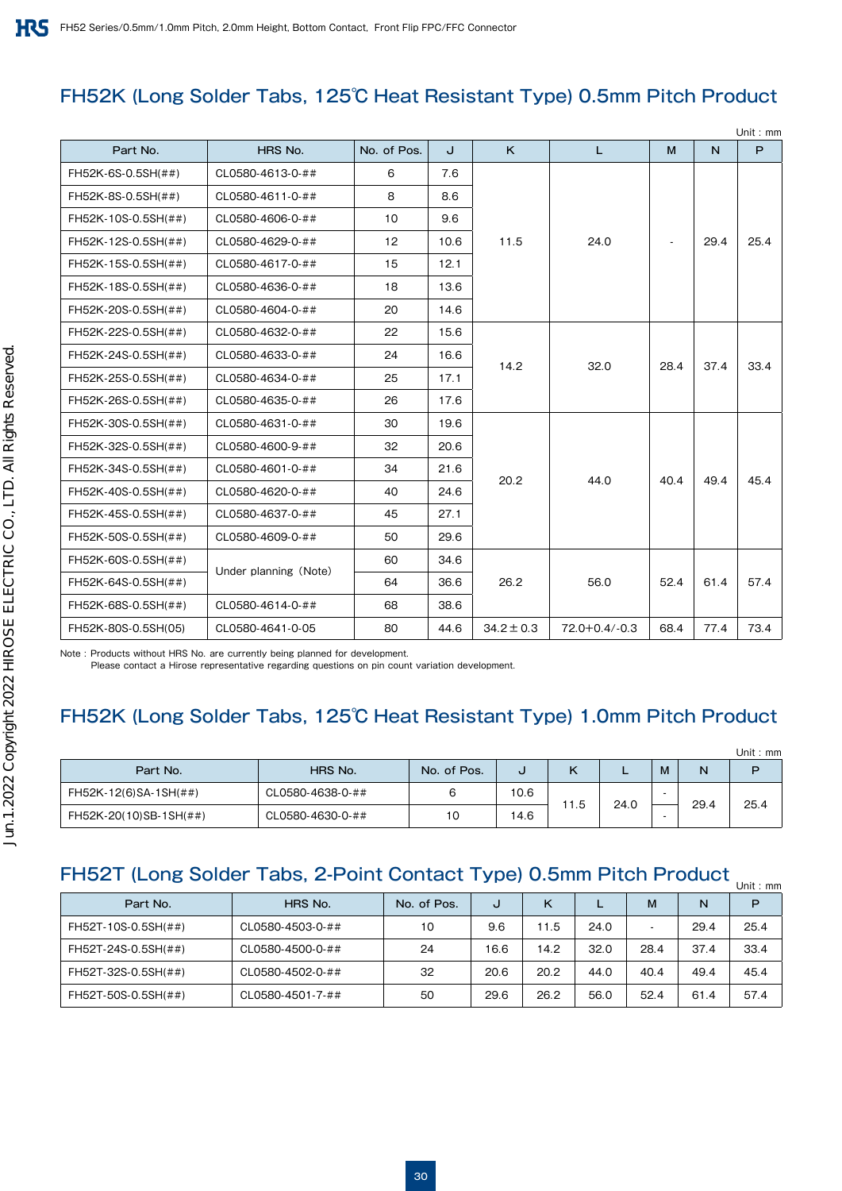## FH52K (Long Solder Tabs, 125℃ Heat Resistant Type) 0.5mm Pitch Product

Unit : mm

| Part No. | HRS No. | No. of Pos. | J | K | L | M | N | P |
|---|---|---|---|---|---|---|---|---|
| FH52K-6S-0.5SH(##) | CL0580-4613-0-## | 6 | 7.6 | 11.5 | 24.0 | - | 29.4 | 25.4 |
| FH52K-8S-0.5SH(##) | CL0580-4611-0-## | 8 | 8.6 | 11.5 | 24.0 | - | 29.4 | 25.4 |
| FH52K-10S-0.5SH(##) | CL0580-4606-0-## | 10 | 9.6 | 11.5 | 24.0 | - | 29.4 | 25.4 |
| FH52K-12S-0.5SH(##) | CL0580-4629-0-## | 12 | 10.6 | 11.5 | 24.0 | - | 29.4 | 25.4 |
| FH52K-15S-0.5SH(##) | CL0580-4617-0-## | 15 | 12.1 | 11.5 | 24.0 | - | 29.4 | 25.4 |
| FH52K-18S-0.5SH(##) | CL0580-4636-0-## | 18 | 13.6 | 11.5 | 24.0 | - | 29.4 | 25.4 |
| FH52K-20S-0.5SH(##) | CL0580-4604-0-## | 20 | 14.6 | 11.5 | 24.0 | - | 29.4 | 25.4 |
| FH52K-22S-0.5SH(##) | CL0580-4632-0-## | 22 | 15.6 | 14.2 | 32.0 | 28.4 | 37.4 | 33.4 |
| FH52K-24S-0.5SH(##) | CL0580-4633-0-## | 24 | 16.6 | 14.2 | 32.0 | 28.4 | 37.4 | 33.4 |
| FH52K-25S-0.5SH(##) | CL0580-4634-0-## | 25 | 17.1 | 14.2 | 32.0 | 28.4 | 37.4 | 33.4 |
| FH52K-26S-0.5SH(##) | CL0580-4635-0-## | 26 | 17.6 | 14.2 | 32.0 | 28.4 | 37.4 | 33.4 |
| FH52K-30S-0.5SH(##) | CL0580-4631-0-## | 30 | 19.6 | 20.2 | 44.0 | 40.4 | 49.4 | 45.4 |
| FH52K-32S-0.5SH(##) | CL0580-4600-9-## | 32 | 20.6 | 20.2 | 44.0 | 40.4 | 49.4 | 45.4 |
| FH52K-34S-0.5SH(##) | CL0580-4601-0-## | 34 | 21.6 | 20.2 | 44.0 | 40.4 | 49.4 | 45.4 |
| FH52K-40S-0.5SH(##) | CL0580-4620-0-## | 40 | 24.6 | 20.2 | 44.0 | 40.4 | 49.4 | 45.4 |
| FH52K-45S-0.5SH(##) | CL0580-4637-0-## | 45 | 27.1 | 20.2 | 44.0 | 40.4 | 49.4 | 45.4 |
| FH52K-50S-0.5SH(##) | CL0580-4609-0-## | 50 | 29.6 | 20.2 | 44.0 | 40.4 | 49.4 | 45.4 |
| FH52K-60S-0.5SH(##) | Under planning (Note) | 60 | 34.6 | 26.2 | 56.0 | 52.4 | 61.4 | 57.4 |
| FH52K-64S-0.5SH(##) | Under planning (Note) | 64 | 36.6 | 26.2 | 56.0 | 52.4 | 61.4 | 57.4 |
| FH52K-68S-0.5SH(##) | CL0580-4614-0-## | 68 | 38.6 | 26.2 | 56.0 | 52.4 | 61.4 | 57.4 |
| FH52K-80S-0.5SH(05) | CL0580-4641-0-05 | 80 | 44.6 | 34.2±0.3 | 72.0+0.4/-0.3 | 68.4 | 77.4 | 73.4 |

Note : Products without HRS No. are currently being planned for development.
Please contact a Hirose representative regarding questions on pin count variation development.

## FH52K (Long Solder Tabs, 125℃ Heat Resistant Type) 1.0mm Pitch Product

Unit : mm

| Part No. | HRS No. | No. of Pos. | J | K | L | M | N | P |
|---|---|---|---|---|---|---|---|---|
| FH52K-12(6)SA-1SH(##) | CL0580-4638-0-## | 6 | 10.6 | 11.5 | 24.0 | - | 29.4 | 25.4 |
| FH52K-20(10)SB-1SH(##) | CL0580-4630-0-## | 10 | 14.6 | 11.5 | 24.0 | - | 29.4 | 25.4 |

## FH52T (Long Solder Tabs, 2-Point Contact Type) 0.5mm Pitch Product

Unit : mm

| Part No. | HRS No. | No. of Pos. | J | K | L | M | N | P |
|---|---|---|---|---|---|---|---|---|
| FH52T-10S-0.5SH(##) | CL0580-4503-0-## | 10 | 9.6 | 11.5 | 24.0 | - | 29.4 | 25.4 |
| FH52T-24S-0.5SH(##) | CL0580-4500-0-## | 24 | 16.6 | 14.2 | 32.0 | 28.4 | 37.4 | 33.4 |
| FH52T-32S-0.5SH(##) | CL0580-4502-0-## | 32 | 20.6 | 20.2 | 44.0 | 40.4 | 49.4 | 45.4 |
| FH52T-50S-0.5SH(##) | CL0580-4501-7-## | 50 | 29.6 | 26.2 | 56.0 | 52.4 | 61.4 | 57.4 |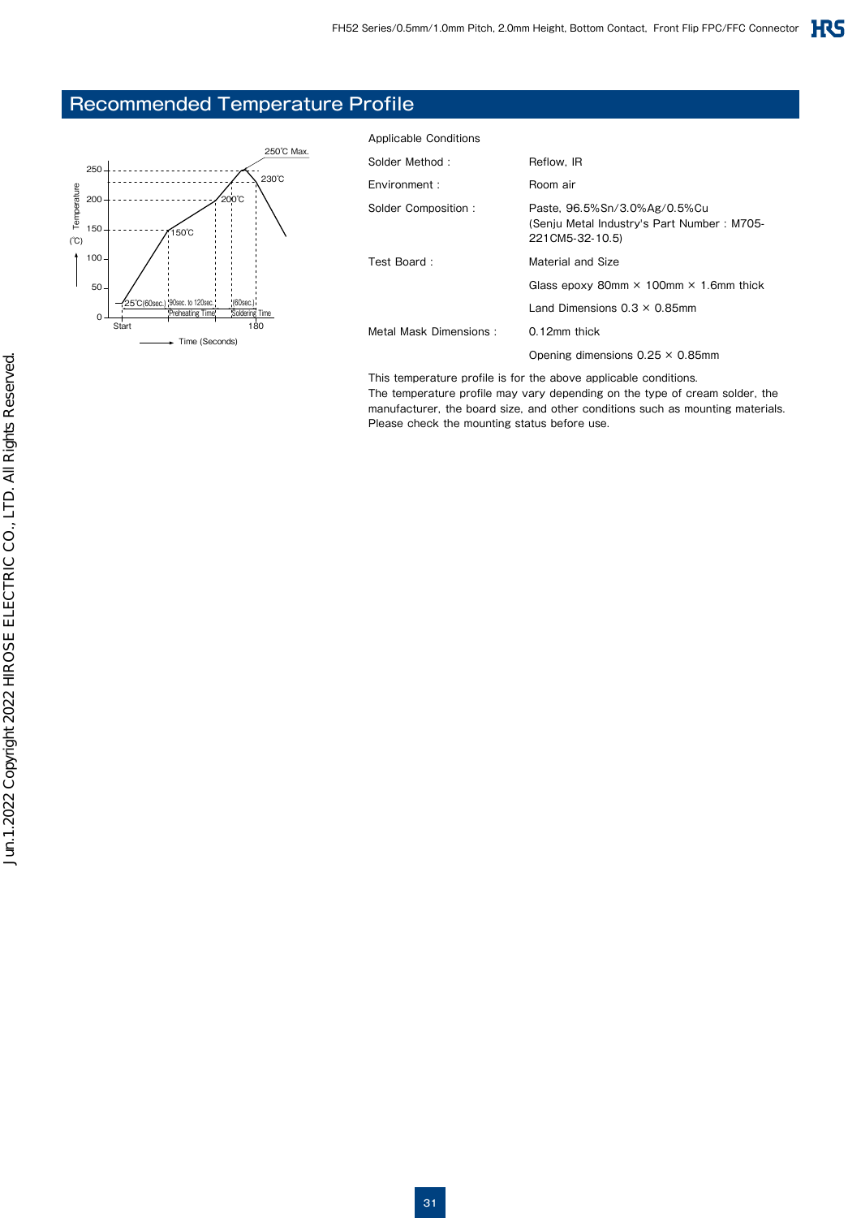## Recommended Temperature Profile

Applicable Conditions

| | |
|---|---|
| Solder Method : | Reflow, IR |
| Environment : | Room air |
| Solder Composition : | Paste, 96.5%Sn/3.0%Ag/0.5%Cu (Senju Metal Industry's Part Number : M705-221CM5-32-10.5) |
| Test Board : | Material and Size |
| | Glass epoxy 80mm × 100mm × 1.6mm thick |
| | Land Dimensions 0.3 × 0.85mm |
| Metal Mask Dimensions : | 0.12mm thick |
| | Opening dimensions 0.25 × 0.85mm |

This temperature profile is for the above applicable conditions.
The temperature profile may vary depending on the type of cream solder, the manufacturer, the board size, and other conditions such as mounting materials. Please check the mounting status before use.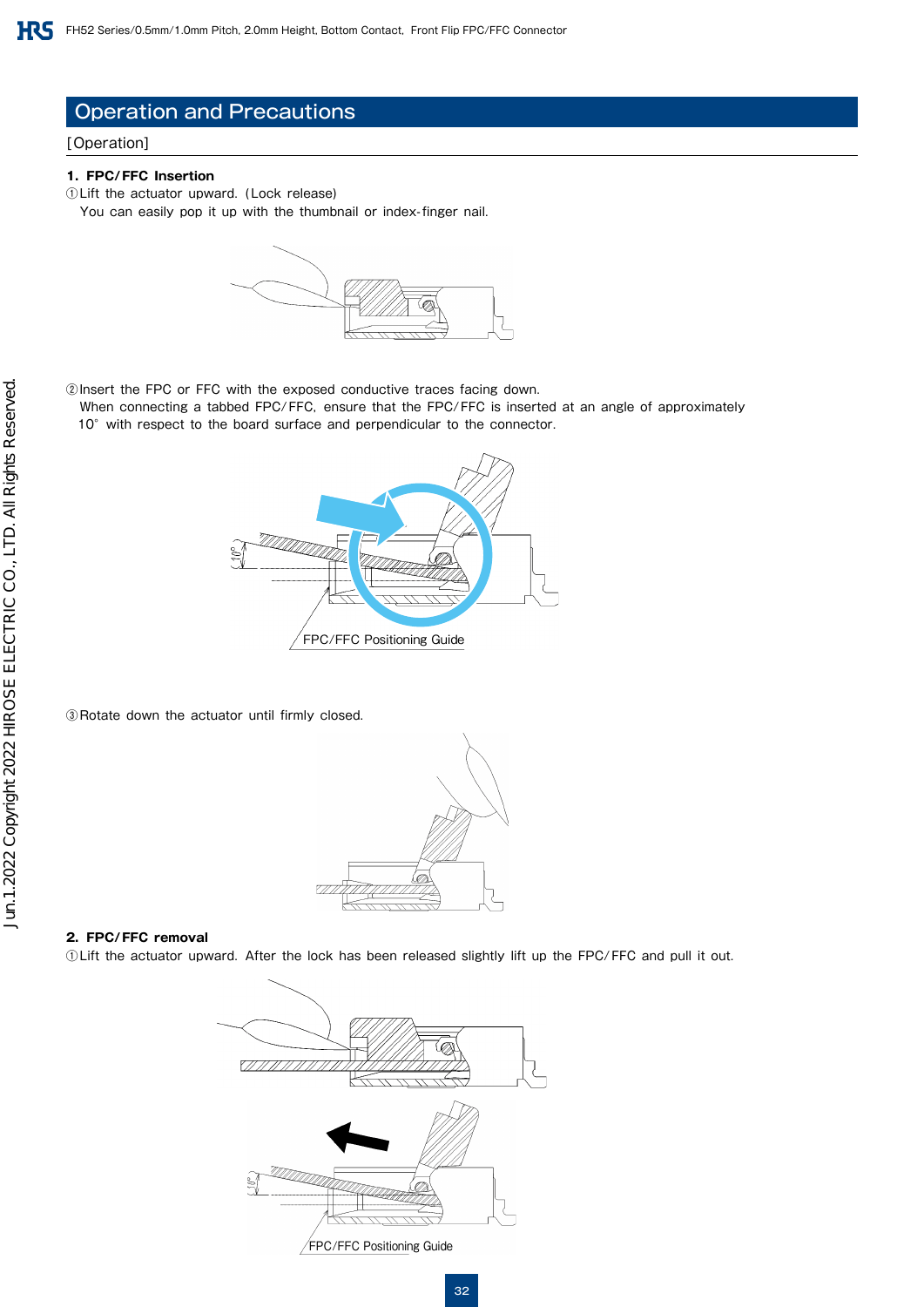## Operation and Precautions

[Operation]

**1. FPC/FFC Insertion**

①Lift the actuator upward. (Lock release)
You can easily pop it up with the thumbnail or index-finger nail.

②Insert the FPC or FFC with the exposed conductive traces facing down.
When connecting a tabbed FPC/FFC, ensure that the FPC/FFC is inserted at an angle of approximately 10° with respect to the board surface and perpendicular to the connector.

10°

FPC/FFC Positioning Guide

③Rotate down the actuator until firmly closed.

**2. FPC/FFC removal**

①Lift the actuator upward. After the lock has been released slightly lift up the FPC/FFC and pull it out.

10°

FPC/FFC Positioning Guide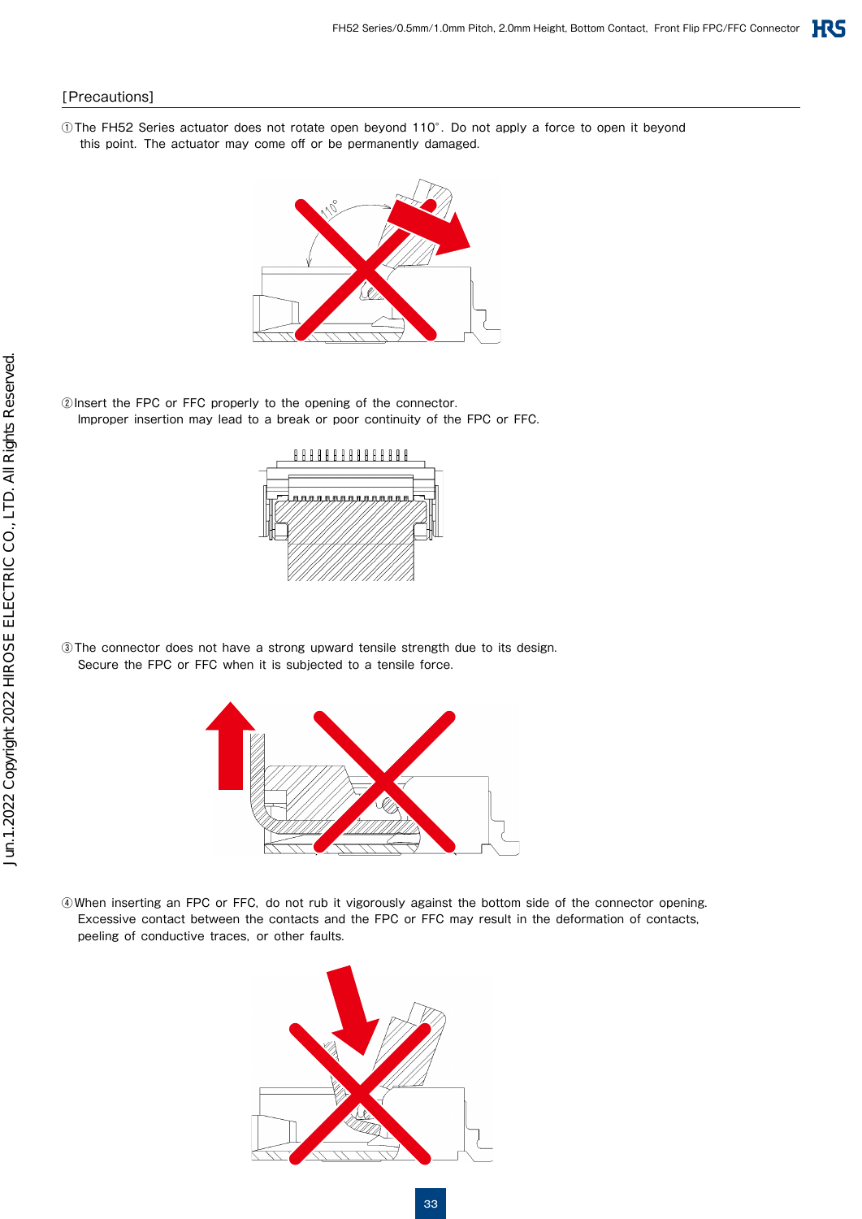[Precautions]

①The FH52 Series actuator does not rotate open beyond 110°. Do not apply a force to open it beyond this point. The actuator may come off or be permanently damaged.

②Insert the FPC or FFC properly to the opening of the connector.
Improper insertion may lead to a break or poor continuity of the FPC or FFC.

③The connector does not have a strong upward tensile strength due to its design.
Secure the FPC or FFC when it is subjected to a tensile force.

④When inserting an FPC or FFC, do not rub it vigorously against the bottom side of the connector opening.
Excessive contact between the contacts and the FPC or FFC may result in the deformation of contacts, peeling of conductive traces, or other faults.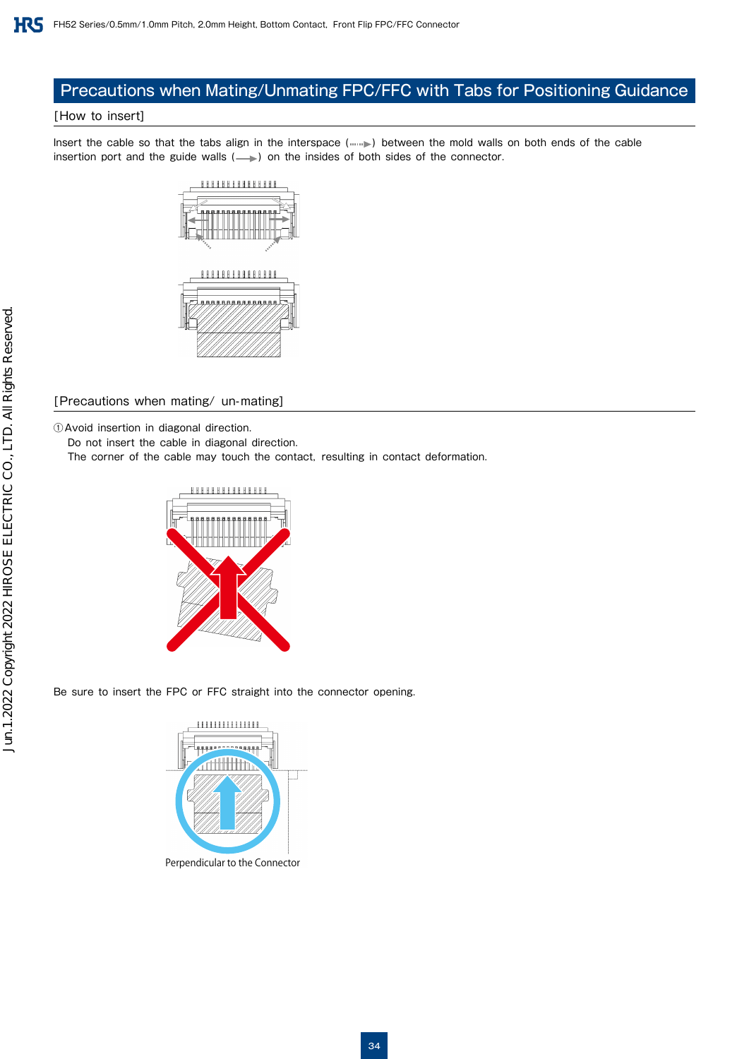# Precautions when Mating/Unmating FPC/FFC with Tabs for Positioning Guidance

## [How to insert]

Insert the cable so that the tabs align in the interspace (⋯⋯▶) between the mold walls on both ends of the cable insertion port and the guide walls (——▶) on the insides of both sides of the connector.

## [Precautions when mating/ un-mating]

①Avoid insertion in diagonal direction.
Do not insert the cable in diagonal direction.
The corner of the cable may touch the contact, resulting in contact deformation.

Be sure to insert the FPC or FFC straight into the connector opening.

Perpendicular to the Connector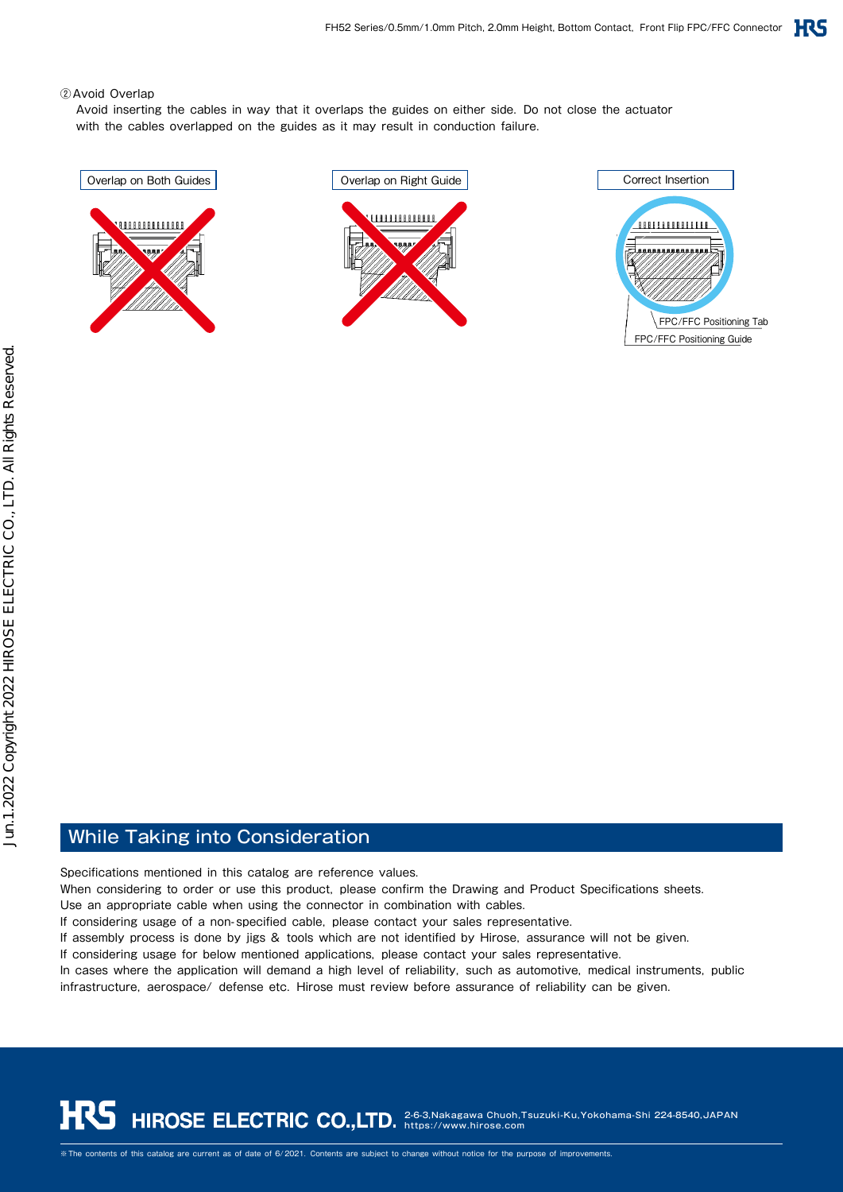②Avoid Overlap

Avoid inserting the cables in way that it overlaps the guides on either side. Do not close the actuator with the cables overlapped on the guides as it may result in conduction failure.

Overlap on Both Guides

Overlap on Right Guide

Correct Insertion

FPC/FFC Positioning Tab

FPC/FFC Positioning Guide

## While Taking into Consideration

Specifications mentioned in this catalog are reference values.
When considering to order or use this product, please confirm the Drawing and Product Specifications sheets.
Use an appropriate cable when using the connector in combination with cables.
If considering usage of a non-specified cable, please contact your sales representative.
If assembly process is done by jigs & tools which are not identified by Hirose, assurance will not be given.
If considering usage for below mentioned applications, please contact your sales representative.
In cases where the application will demand a high level of reliability, such as automotive, medical instruments, public infrastructure, aerospace/ defense etc. Hirose must review before assurance of reliability can be given.

HIROSE ELECTRIC CO.,LTD. 2-6-3,Nakagawa Chuoh,Tsuzuki-Ku,Yokohama-Shi 224-8540,JAPAN
https://www.hirose.com

※The contents of this catalog are current as of date of 6/2021. Contents are subject to change without notice for the purpose of improvements.